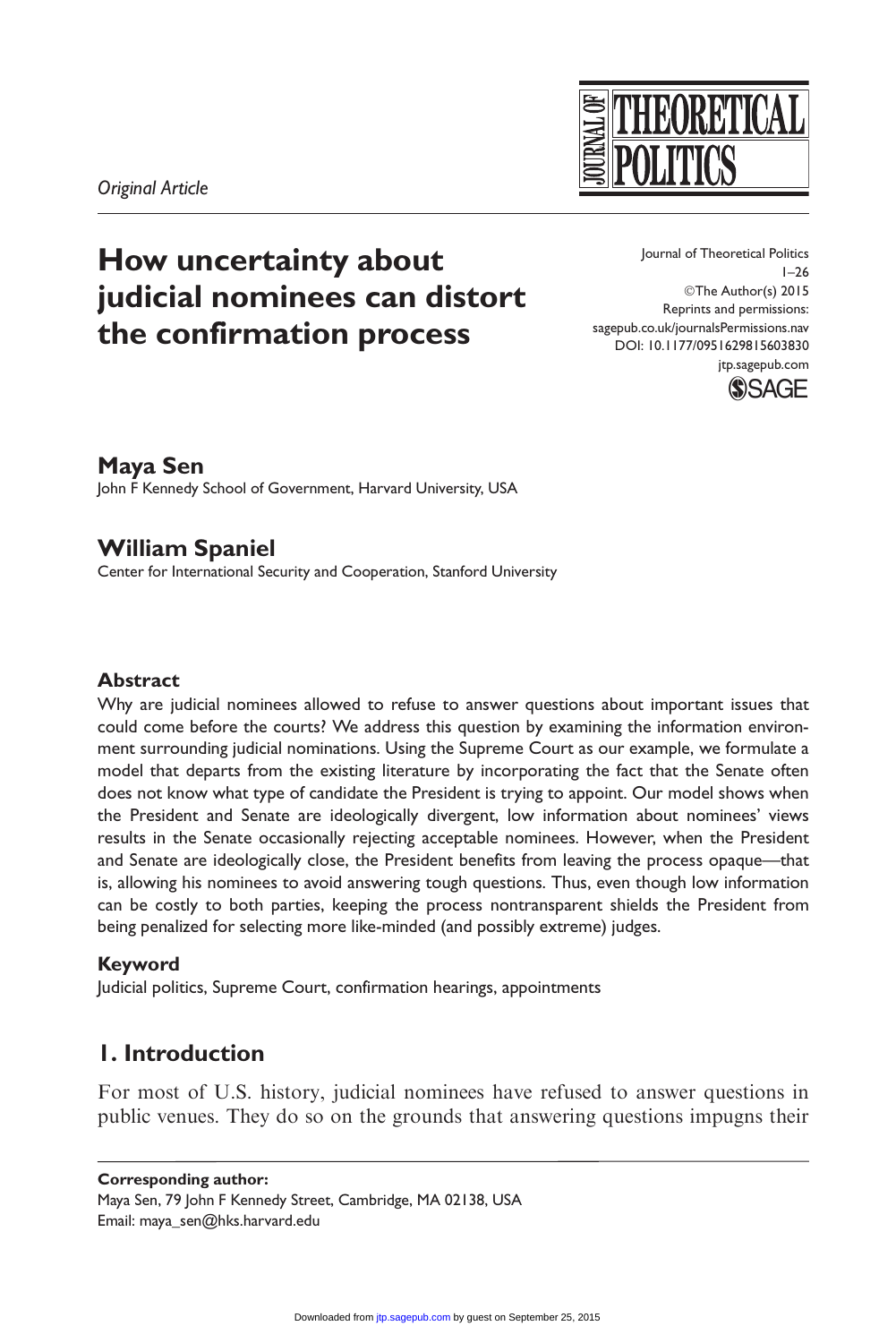*Original Article*

# How uncertainty about judicial nominees can distort the confirmation process

Journal of Theoretical Politics
1–26
©The Author(s) 2015
Reprints and permissions:
sagepub.co.uk/journalsPermissions.nav
DOI: 10.1177/0951629815603830
jtp.sagepub.com

**Maya Sen**
John F Kennedy School of Government, Harvard University, USA

**William Spaniel**
Center for International Security and Cooperation, Stanford University

### Abstract

Why are judicial nominees allowed to refuse to answer questions about important issues that could come before the courts? We address this question by examining the information environment surrounding judicial nominations. Using the Supreme Court as our example, we formulate a model that departs from the existing literature by incorporating the fact that the Senate often does not know what type of candidate the President is trying to appoint. Our model shows when the President and Senate are ideologically divergent, low information about nominees' views results in the Senate occasionally rejecting acceptable nominees. However, when the President and Senate are ideologically close, the President benefits from leaving the process opaque—that is, allowing his nominees to avoid answering tough questions. Thus, even though low information can be costly to both parties, keeping the process nontransparent shields the President from being penalized for selecting more like-minded (and possibly extreme) judges.

### Keyword

Judicial politics, Supreme Court, confirmation hearings, appointments

## 1. Introduction

For most of U.S. history, judicial nominees have refused to answer questions in public venues. They do so on the grounds that answering questions impugns their

**Corresponding author:**
Maya Sen, 79 John F Kennedy Street, Cambridge, MA 02138, USA
Email: maya_sen@hks.harvard.edu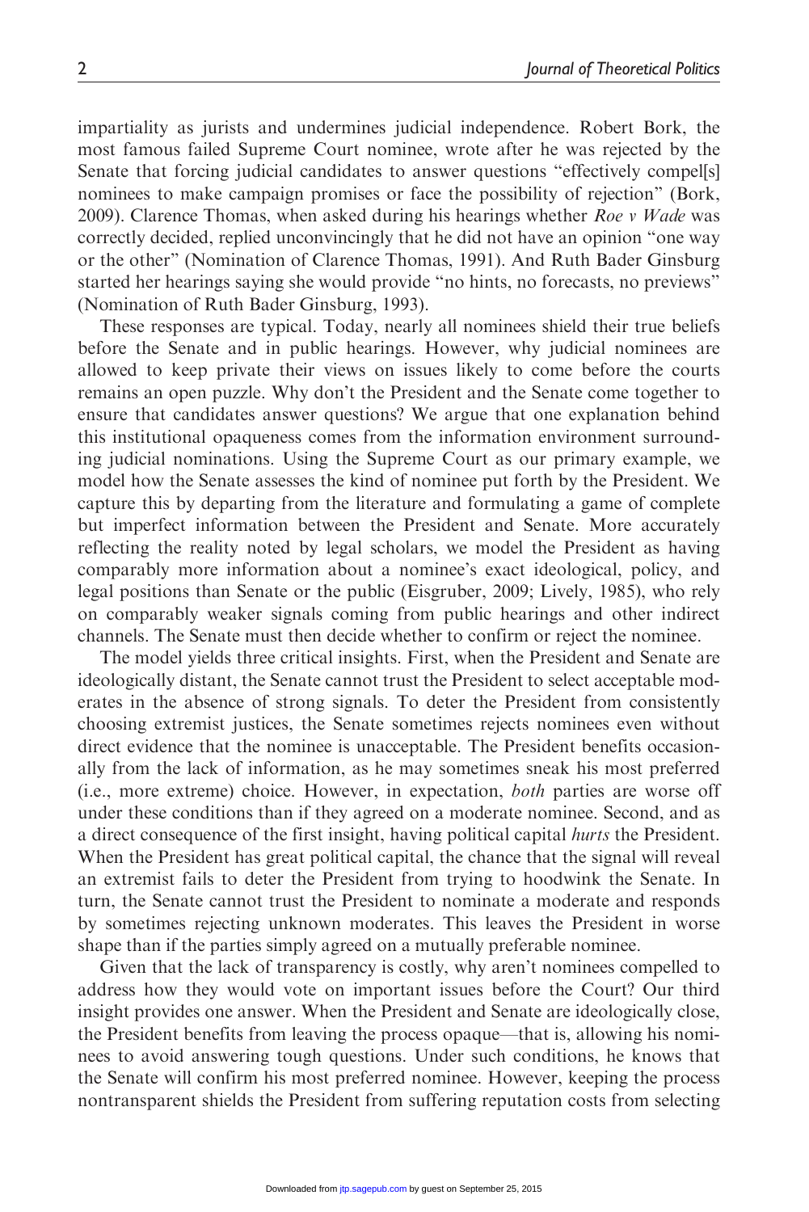impartiality as jurists and undermines judicial independence. Robert Bork, the most famous failed Supreme Court nominee, wrote after he was rejected by the Senate that forcing judicial candidates to answer questions "effectively compel[s] nominees to make campaign promises or face the possibility of rejection" (Bork, 2009). Clarence Thomas, when asked during his hearings whether *Roe v Wade* was correctly decided, replied unconvincingly that he did not have an opinion "one way or the other" (Nomination of Clarence Thomas, 1991). And Ruth Bader Ginsburg started her hearings saying she would provide "no hints, no forecasts, no previews" (Nomination of Ruth Bader Ginsburg, 1993).

These responses are typical. Today, nearly all nominees shield their true beliefs before the Senate and in public hearings. However, why judicial nominees are allowed to keep private their views on issues likely to come before the courts remains an open puzzle. Why don't the President and the Senate come together to ensure that candidates answer questions? We argue that one explanation behind this institutional opaqueness comes from the information environment surrounding judicial nominations. Using the Supreme Court as our primary example, we model how the Senate assesses the kind of nominee put forth by the President. We capture this by departing from the literature and formulating a game of complete but imperfect information between the President and Senate. More accurately reflecting the reality noted by legal scholars, we model the President as having comparably more information about a nominee's exact ideological, policy, and legal positions than Senate or the public (Eisgruber, 2009; Lively, 1985), who rely on comparably weaker signals coming from public hearings and other indirect channels. The Senate must then decide whether to confirm or reject the nominee.

The model yields three critical insights. First, when the President and Senate are ideologically distant, the Senate cannot trust the President to select acceptable moderates in the absence of strong signals. To deter the President from consistently choosing extremist justices, the Senate sometimes rejects nominees even without direct evidence that the nominee is unacceptable. The President benefits occasionally from the lack of information, as he may sometimes sneak his most preferred (i.e., more extreme) choice. However, in expectation, *both* parties are worse off under these conditions than if they agreed on a moderate nominee. Second, and as a direct consequence of the first insight, having political capital *hurts* the President. When the President has great political capital, the chance that the signal will reveal an extremist fails to deter the President from trying to hoodwink the Senate. In turn, the Senate cannot trust the President to nominate a moderate and responds by sometimes rejecting unknown moderates. This leaves the President in worse shape than if the parties simply agreed on a mutually preferable nominee.

Given that the lack of transparency is costly, why aren't nominees compelled to address how they would vote on important issues before the Court? Our third insight provides one answer. When the President and Senate are ideologically close, the President benefits from leaving the process opaque—that is, allowing his nominees to avoid answering tough questions. Under such conditions, he knows that the Senate will confirm his most preferred nominee. However, keeping the process nontransparent shields the President from suffering reputation costs from selecting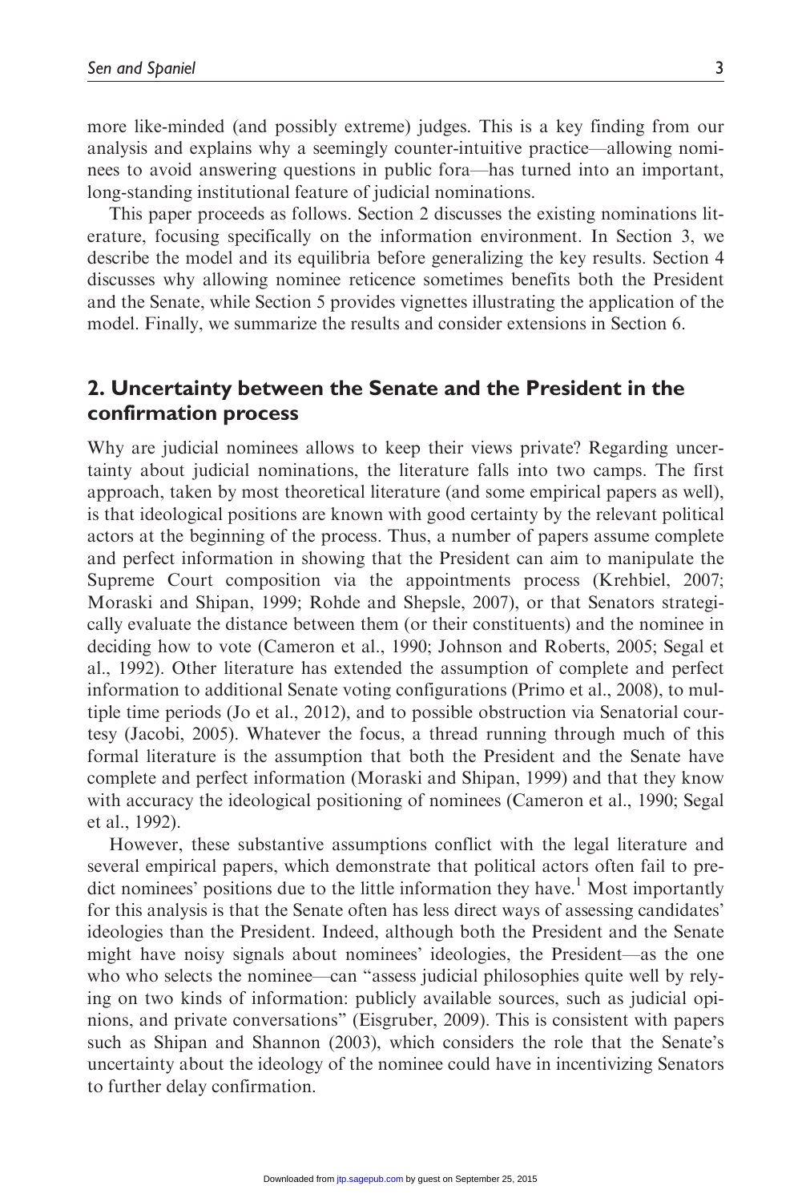more like-minded (and possibly extreme) judges. This is a key finding from our analysis and explains why a seemingly counter-intuitive practice—allowing nominees to avoid answering questions in public fora—has turned into an important, long-standing institutional feature of judicial nominations.

This paper proceeds as follows. Section 2 discusses the existing nominations literature, focusing specifically on the information environment. In Section 3, we describe the model and its equilibria before generalizing the key results. Section 4 discusses why allowing nominee reticence sometimes benefits both the President and the Senate, while Section 5 provides vignettes illustrating the application of the model. Finally, we summarize the results and consider extensions in Section 6.

## 2. Uncertainty between the Senate and the President in the confirmation process

Why are judicial nominees allows to keep their views private? Regarding uncertainty about judicial nominations, the literature falls into two camps. The first approach, taken by most theoretical literature (and some empirical papers as well), is that ideological positions are known with good certainty by the relevant political actors at the beginning of the process. Thus, a number of papers assume complete and perfect information in showing that the President can aim to manipulate the Supreme Court composition via the appointments process (Krehbiel, 2007; Moraski and Shipan, 1999; Rohde and Shepsle, 2007), or that Senators strategically evaluate the distance between them (or their constituents) and the nominee in deciding how to vote (Cameron et al., 1990; Johnson and Roberts, 2005; Segal et al., 1992). Other literature has extended the assumption of complete and perfect information to additional Senate voting configurations (Primo et al., 2008), to multiple time periods (Jo et al., 2012), and to possible obstruction via Senatorial courtesy (Jacobi, 2005). Whatever the focus, a thread running through much of this formal literature is the assumption that both the President and the Senate have complete and perfect information (Moraski and Shipan, 1999) and that they know with accuracy the ideological positioning of nominees (Cameron et al., 1990; Segal et al., 1992).

However, these substantive assumptions conflict with the legal literature and several empirical papers, which demonstrate that political actors often fail to predict nominees' positions due to the little information they have.[1] Most importantly for this analysis is that the Senate often has less direct ways of assessing candidates' ideologies than the President. Indeed, although both the President and the Senate might have noisy signals about nominees' ideologies, the President—as the one who who selects the nominee—can "assess judicial philosophies quite well by relying on two kinds of information: publicly available sources, such as judicial opinions, and private conversations" (Eisgruber, 2009). This is consistent with papers such as Shipan and Shannon (2003), which considers the role that the Senate's uncertainty about the ideology of the nominee could have in incentivizing Senators to further delay confirmation.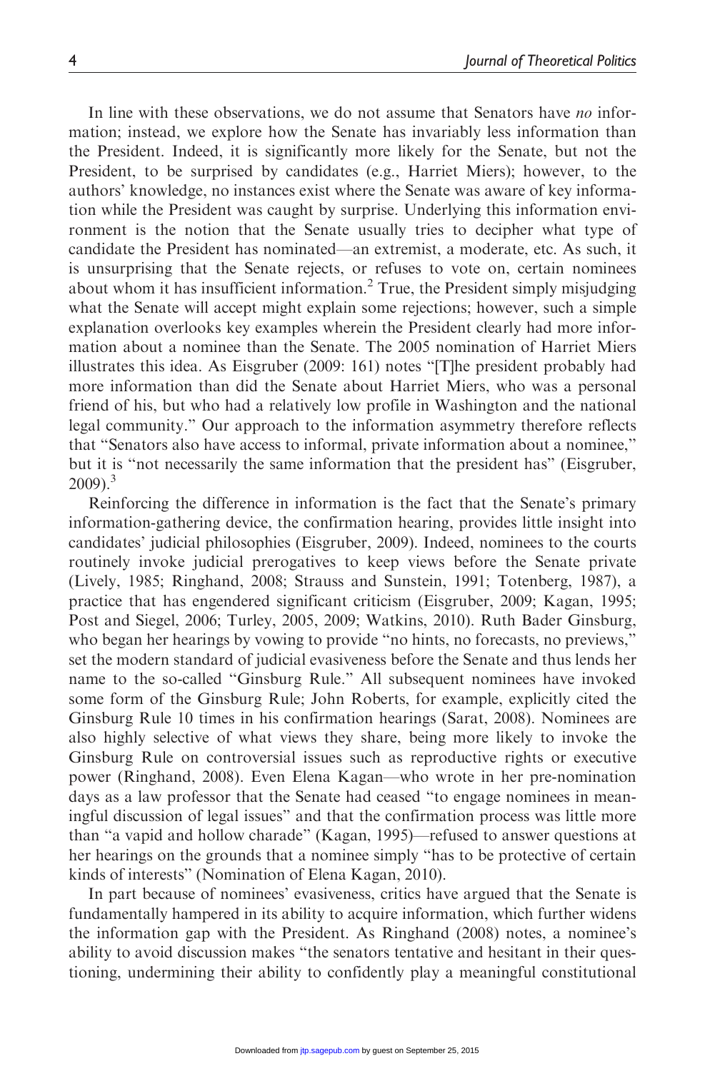In line with these observations, we do not assume that Senators have *no* information; instead, we explore how the Senate has invariably less information than the President. Indeed, it is significantly more likely for the Senate, but not the President, to be surprised by candidates (e.g., Harriet Miers); however, to the authors' knowledge, no instances exist where the Senate was aware of key information while the President was caught by surprise. Underlying this information environment is the notion that the Senate usually tries to decipher what type of candidate the President has nominated—an extremist, a moderate, etc. As such, it is unsurprising that the Senate rejects, or refuses to vote on, certain nominees about whom it has insufficient information.[2] True, the President simply misjudging what the Senate will accept might explain some rejections; however, such a simple explanation overlooks key examples wherein the President clearly had more information about a nominee than the Senate. The 2005 nomination of Harriet Miers illustrates this idea. As Eisgruber (2009: 161) notes "[T]he president probably had more information than did the Senate about Harriet Miers, who was a personal friend of his, but who had a relatively low profile in Washington and the national legal community." Our approach to the information asymmetry therefore reflects that "Senators also have access to informal, private information about a nominee," but it is "not necessarily the same information that the president has" (Eisgruber, 2009).[3]

Reinforcing the difference in information is the fact that the Senate's primary information-gathering device, the confirmation hearing, provides little insight into candidates' judicial philosophies (Eisgruber, 2009). Indeed, nominees to the courts routinely invoke judicial prerogatives to keep views before the Senate private (Lively, 1985; Ringhand, 2008; Strauss and Sunstein, 1991; Totenberg, 1987), a practice that has engendered significant criticism (Eisgruber, 2009; Kagan, 1995; Post and Siegel, 2006; Turley, 2005, 2009; Watkins, 2010). Ruth Bader Ginsburg, who began her hearings by vowing to provide "no hints, no forecasts, no previews," set the modern standard of judicial evasiveness before the Senate and thus lends her name to the so-called "Ginsburg Rule." All subsequent nominees have invoked some form of the Ginsburg Rule; John Roberts, for example, explicitly cited the Ginsburg Rule 10 times in his confirmation hearings (Sarat, 2008). Nominees are also highly selective of what views they share, being more likely to invoke the Ginsburg Rule on controversial issues such as reproductive rights or executive power (Ringhand, 2008). Even Elena Kagan—who wrote in her pre-nomination days as a law professor that the Senate had ceased "to engage nominees in meaningful discussion of legal issues" and that the confirmation process was little more than "a vapid and hollow charade" (Kagan, 1995)—refused to answer questions at her hearings on the grounds that a nominee simply "has to be protective of certain kinds of interests" (Nomination of Elena Kagan, 2010).

In part because of nominees' evasiveness, critics have argued that the Senate is fundamentally hampered in its ability to acquire information, which further widens the information gap with the President. As Ringhand (2008) notes, a nominee's ability to avoid discussion makes "the senators tentative and hesitant in their questioning, undermining their ability to confidently play a meaningful constitutional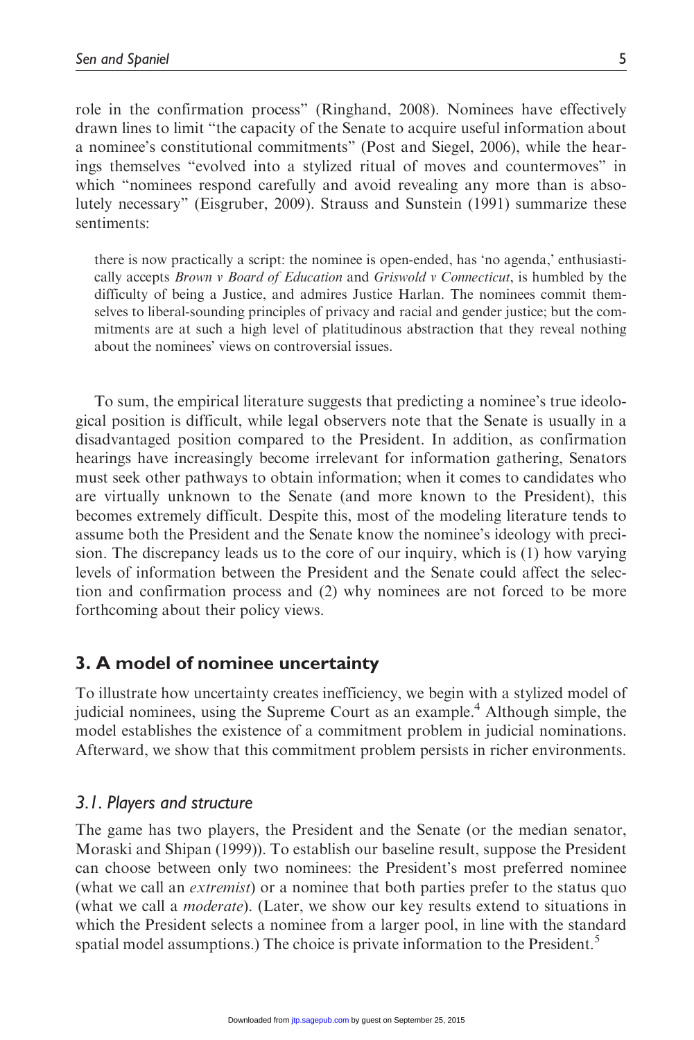role in the confirmation process" (Ringhand, 2008). Nominees have effectively drawn lines to limit "the capacity of the Senate to acquire useful information about a nominee's constitutional commitments" (Post and Siegel, 2006), while the hearings themselves "evolved into a stylized ritual of moves and countermoves" in which "nominees respond carefully and avoid revealing any more than is absolutely necessary" (Eisgruber, 2009). Strauss and Sunstein (1991) summarize these sentiments:

> there is now practically a script: the nominee is open-ended, has 'no agenda,' enthusiastically accepts *Brown v Board of Education* and *Griswold v Connecticut*, is humbled by the difficulty of being a Justice, and admires Justice Harlan. The nominees commit themselves to liberal-sounding principles of privacy and racial and gender justice; but the commitments are at such a high level of platitudinous abstraction that they reveal nothing about the nominees' views on controversial issues.

To sum, the empirical literature suggests that predicting a nominee's true ideological position is difficult, while legal observers note that the Senate is usually in a disadvantaged position compared to the President. In addition, as confirmation hearings have increasingly become irrelevant for information gathering, Senators must seek other pathways to obtain information; when it comes to candidates who are virtually unknown to the Senate (and more known to the President), this becomes extremely difficult. Despite this, most of the modeling literature tends to assume both the President and the Senate know the nominee's ideology with precision. The discrepancy leads us to the core of our inquiry, which is (1) how varying levels of information between the President and the Senate could affect the selection and confirmation process and (2) why nominees are not forced to be more forthcoming about their policy views.

## 3. A model of nominee uncertainty

To illustrate how uncertainty creates inefficiency, we begin with a stylized model of judicial nominees, using the Supreme Court as an example.[4] Although simple, the model establishes the existence of a commitment problem in judicial nominations. Afterward, we show that this commitment problem persists in richer environments.

### 3.1. Players and structure

The game has two players, the President and the Senate (or the median senator, Moraski and Shipan (1999)). To establish our baseline result, suppose the President can choose between only two nominees: the President's most preferred nominee (what we call an *extremist*) or a nominee that both parties prefer to the status quo (what we call a *moderate*). (Later, we show our key results extend to situations in which the President selects a nominee from a larger pool, in line with the standard spatial model assumptions.) The choice is private information to the President.[5]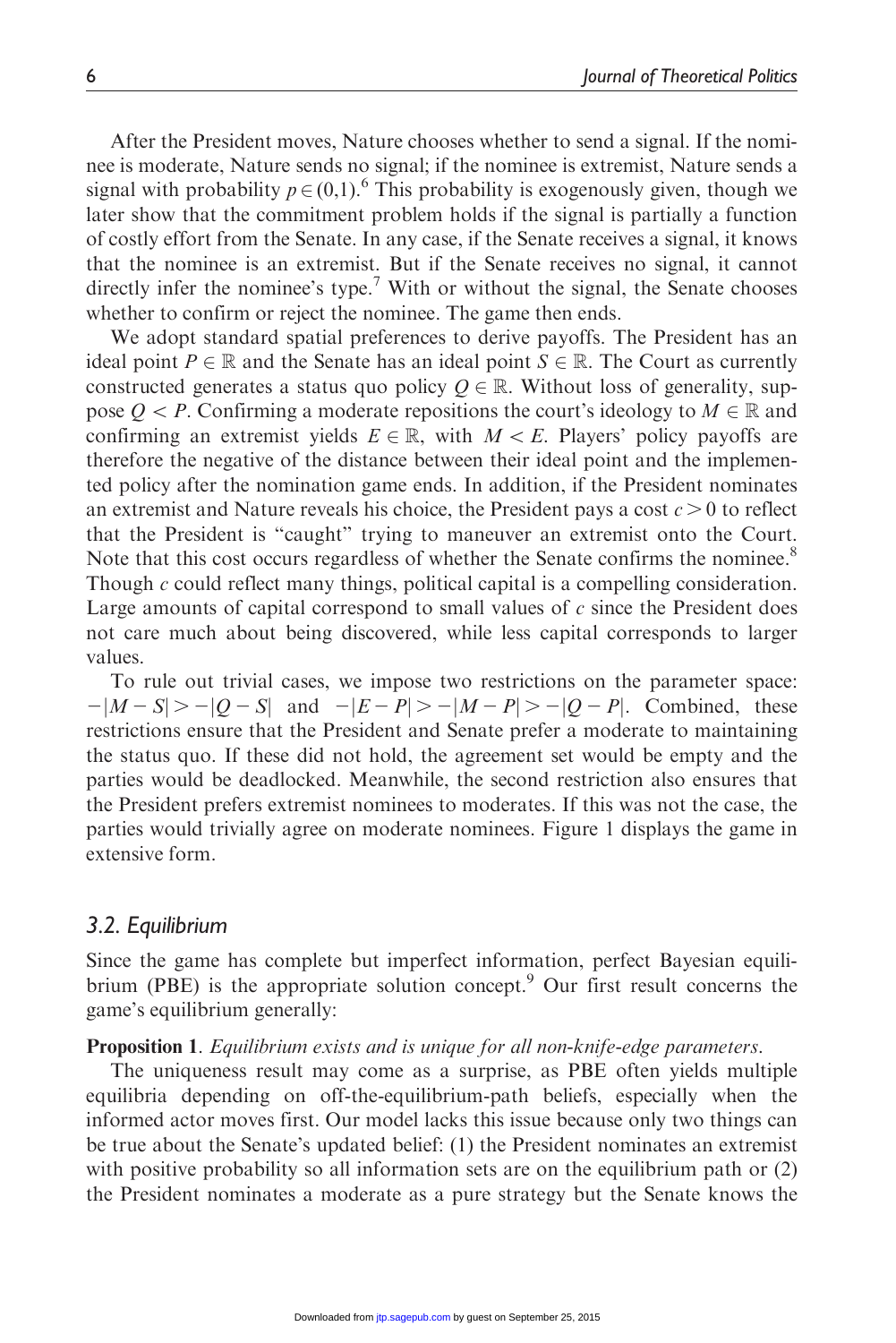After the President moves, Nature chooses whether to send a signal. If the nominee is moderate, Nature sends no signal; if the nominee is extremist, Nature sends a signal with probability $p \in (0,1)$.[6] This probability is exogenously given, though we later show that the commitment problem holds if the signal is partially a function of costly effort from the Senate. In any case, if the Senate receives a signal, it knows that the nominee is an extremist. But if the Senate receives no signal, it cannot directly infer the nominee's type.[7] With or without the signal, the Senate chooses whether to confirm or reject the nominee. The game then ends.

We adopt standard spatial preferences to derive payoffs. The President has an ideal point $P \in \mathbb{R}$ and the Senate has an ideal point $S \in \mathbb{R}$. The Court as currently constructed generates a status quo policy $Q \in \mathbb{R}$. Without loss of generality, suppose $Q < P$. Confirming a moderate repositions the court's ideology to $M \in \mathbb{R}$ and confirming an extremist yields $E \in \mathbb{R}$, with $M < E$. Players' policy payoffs are therefore the negative of the distance between their ideal point and the implemented policy after the nomination game ends. In addition, if the President nominates an extremist and Nature reveals his choice, the President pays a cost $c > 0$ to reflect that the President is "caught" trying to maneuver an extremist onto the Court. Note that this cost occurs regardless of whether the Senate confirms the nominee.[8] Though $c$ could reflect many things, political capital is a compelling consideration. Large amounts of capital correspond to small values of $c$ since the President does not care much about being discovered, while less capital corresponds to larger values.

To rule out trivial cases, we impose two restrictions on the parameter space: $-|M - S| > -|Q - S|$ and $-|E - P| > -|M - P| > -|Q - P|$. Combined, these restrictions ensure that the President and Senate prefer a moderate to maintaining the status quo. If these did not hold, the agreement set would be empty and the parties would be deadlocked. Meanwhile, the second restriction also ensures that the President prefers extremist nominees to moderates. If this was not the case, the parties would trivially agree on moderate nominees. Figure 1 displays the game in extensive form.

## 3.2. Equilibrium

Since the game has complete but imperfect information, perfect Bayesian equilibrium (PBE) is the appropriate solution concept.[9] Our first result concerns the game's equilibrium generally:

**Proposition 1**. *Equilibrium exists and is unique for all non-knife-edge parameters.*

The uniqueness result may come as a surprise, as PBE often yields multiple equilibria depending on off-the-equilibrium-path beliefs, especially when the informed actor moves first. Our model lacks this issue because only two things can be true about the Senate's updated belief: (1) the President nominates an extremist with positive probability so all information sets are on the equilibrium path or (2) the President nominates a moderate as a pure strategy but the Senate knows the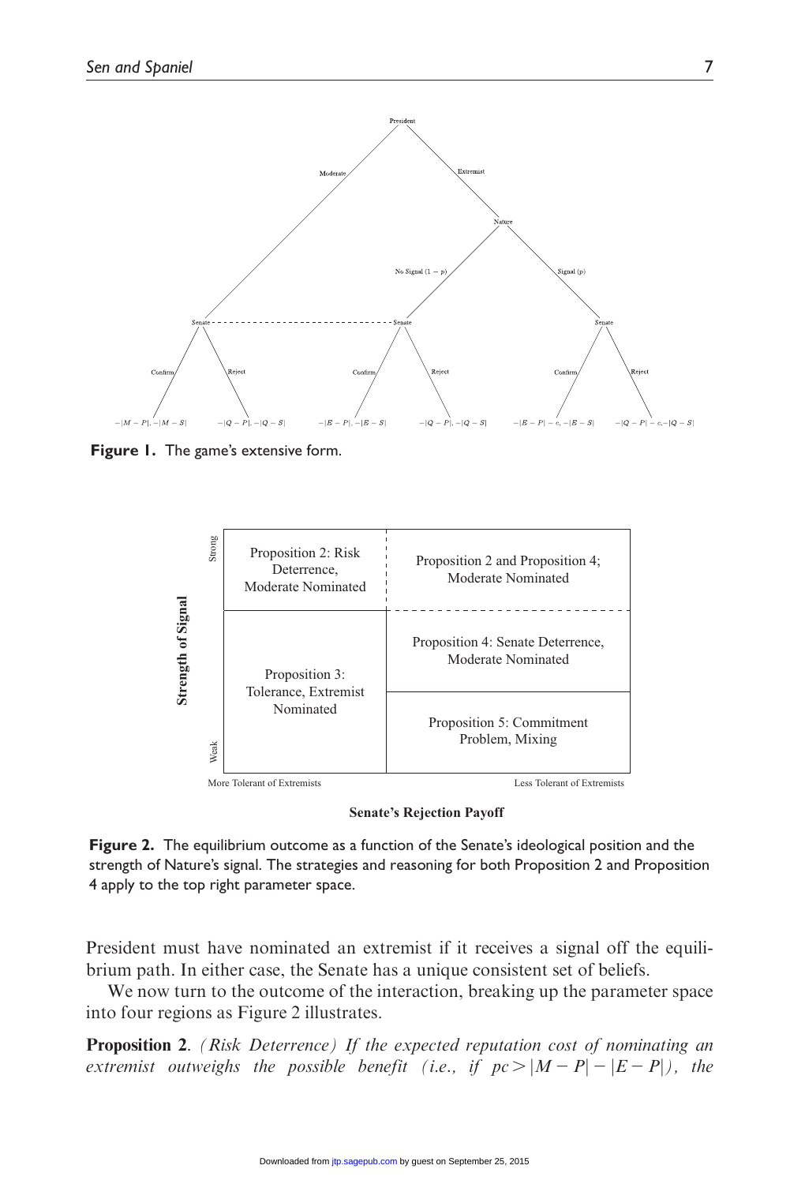Figure 1. The game's extensive form.

Figure 2. The equilibrium outcome as a function of the Senate's ideological position and the strength of Nature's signal. The strategies and reasoning for both Proposition 2 and Proposition 4 apply to the top right parameter space.

President must have nominated an extremist if it receives a signal off the equilibrium path. In either case, the Senate has a unique consistent set of beliefs.

We now turn to the outcome of the interaction, breaking up the parameter space into four regions as Figure 2 illustrates.

**Proposition 2**. *(Risk Deterrence) If the expected reputation cost of nominating an extremist outweighs the possible benefit (i.e., if* $pc > |M - P| - |E - P|$*), the*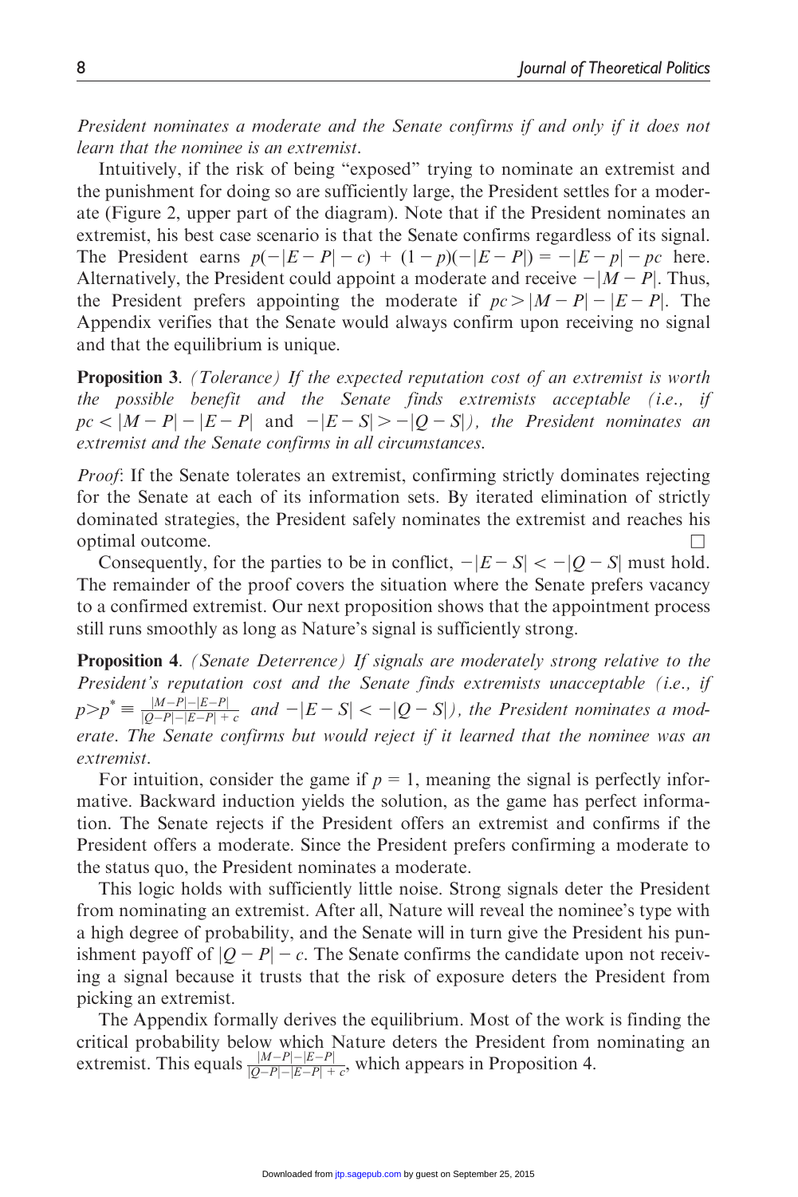*President nominates a moderate and the Senate confirms if and only if it does not learn that the nominee is an extremist.*

Intuitively, if the risk of being "exposed" trying to nominate an extremist and the punishment for doing so are sufficiently large, the President settles for a moderate (Figure 2, upper part of the diagram). Note that if the President nominates an extremist, his best case scenario is that the Senate confirms regardless of its signal. The President earns $p(-|E-P|-c) + (1-p)(-|E-P|) = -|E-p| - pc$ here. Alternatively, the President could appoint a moderate and receive $-|M-P|$. Thus, the President prefers appointing the moderate if $pc > |M-P| - |E-P|$. The Appendix verifies that the Senate would always confirm upon receiving no signal and that the equilibrium is unique.

**Proposition 3**. *(Tolerance) If the expected reputation cost of an extremist is worth the possible benefit and the Senate finds extremists acceptable (i.e., if* $pc < |M-P| - |E-P|$ *and* $-|E-S| > -|Q-S|$*), the President nominates an extremist and the Senate confirms in all circumstances.*

*Proof*: If the Senate tolerates an extremist, confirming strictly dominates rejecting for the Senate at each of its information sets. By iterated elimination of strictly dominated strategies, the President safely nominates the extremist and reaches his optimal outcome. □

Consequently, for the parties to be in conflict, $-|E-S| < -|Q-S|$ must hold. The remainder of the proof covers the situation where the Senate prefers vacancy to a confirmed extremist. Our next proposition shows that the appointment process still runs smoothly as long as Nature's signal is sufficiently strong.

**Proposition 4**. *(Senate Deterrence) If signals are moderately strong relative to the President's reputation cost and the Senate finds extremists unacceptable (i.e., if* $p > p^* \equiv \frac{|M-P|-|E-P|}{|Q-P|-|E-P|+c}$ *and* $-|E-S| < -|Q-S|$*), the President nominates a moderate. The Senate confirms but would reject if it learned that the nominee was an extremist.*

For intuition, consider the game if $p = 1$, meaning the signal is perfectly informative. Backward induction yields the solution, as the game has perfect information. The Senate rejects if the President offers an extremist and confirms if the President offers a moderate. Since the President prefers confirming a moderate to the status quo, the President nominates a moderate.

This logic holds with sufficiently little noise. Strong signals deter the President from nominating an extremist. After all, Nature will reveal the nominee's type with a high degree of probability, and the Senate will in turn give the President his punishment payoff of $|Q-P| - c$. The Senate confirms the candidate upon not receiving a signal because it trusts that the risk of exposure deters the President from picking an extremist.

The Appendix formally derives the equilibrium. Most of the work is finding the critical probability below which Nature deters the President from nominating an extremist. This equals $\frac{|M-P|-|E-P|}{|Q-P|-|E-P|+c}$, which appears in Proposition 4.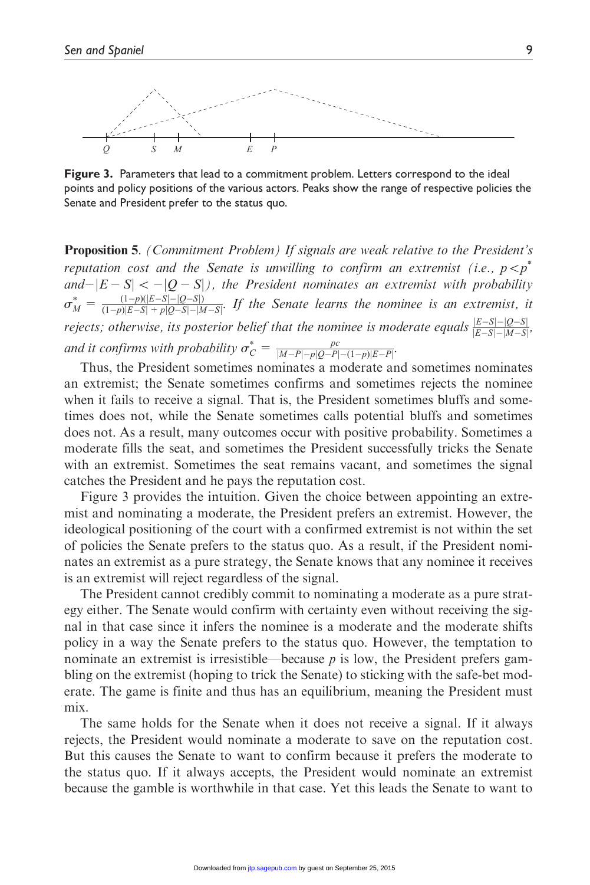Figure 3. Parameters that lead to a commitment problem. Letters correspond to the ideal points and policy positions of the various actors. Peaks show the range of respective policies the Senate and President prefer to the status quo.

**Proposition 5**. *(Commitment Problem) If signals are weak relative to the President's reputation cost and the Senate is unwilling to confirm an extremist (i.e., $p < p^*$ and $-|E - S| < -|Q - S|$), the President nominates an extremist with probability $\sigma_M^* = \frac{(1-p)(|E-S|-|Q-S|)}{(1-p)|E-S| + p|Q-S|-|M-S|}$. If the Senate learns the nominee is an extremist, it rejects; otherwise, its posterior belief that the nominee is moderate equals $\frac{|E-S|-|Q-S|}{|E-S|-|M-S|}$, and it confirms with probability $\sigma_C^* = \frac{pc}{|M-P|-p|Q-P|-(1-p)|E-P|}$.*

Thus, the President sometimes nominates a moderate and sometimes nominates an extremist; the Senate sometimes confirms and sometimes rejects the nominee when it fails to receive a signal. That is, the President sometimes bluffs and sometimes does not, while the Senate sometimes calls potential bluffs and sometimes does not. As a result, many outcomes occur with positive probability. Sometimes a moderate fills the seat, and sometimes the President successfully tricks the Senate with an extremist. Sometimes the seat remains vacant, and sometimes the signal catches the President and he pays the reputation cost.

Figure 3 provides the intuition. Given the choice between appointing an extremist and nominating a moderate, the President prefers an extremist. However, the ideological positioning of the court with a confirmed extremist is not within the set of policies the Senate prefers to the status quo. As a result, if the President nominates an extremist as a pure strategy, the Senate knows that any nominee it receives is an extremist will reject regardless of the signal.

The President cannot credibly commit to nominating a moderate as a pure strategy either. The Senate would confirm with certainty even without receiving the signal in that case since it infers the nominee is a moderate and the moderate shifts policy in a way the Senate prefers to the status quo. However, the temptation to nominate an extremist is irresistible—because $p$ is low, the President prefers gambling on the extremist (hoping to trick the Senate) to sticking with the safe-bet moderate. The game is finite and thus has an equilibrium, meaning the President must mix.

The same holds for the Senate when it does not receive a signal. If it always rejects, the President would nominate a moderate to save on the reputation cost. But this causes the Senate to want to confirm because it prefers the moderate to the status quo. If it always accepts, the President would nominate an extremist because the gamble is worthwhile in that case. Yet this leads the Senate to want to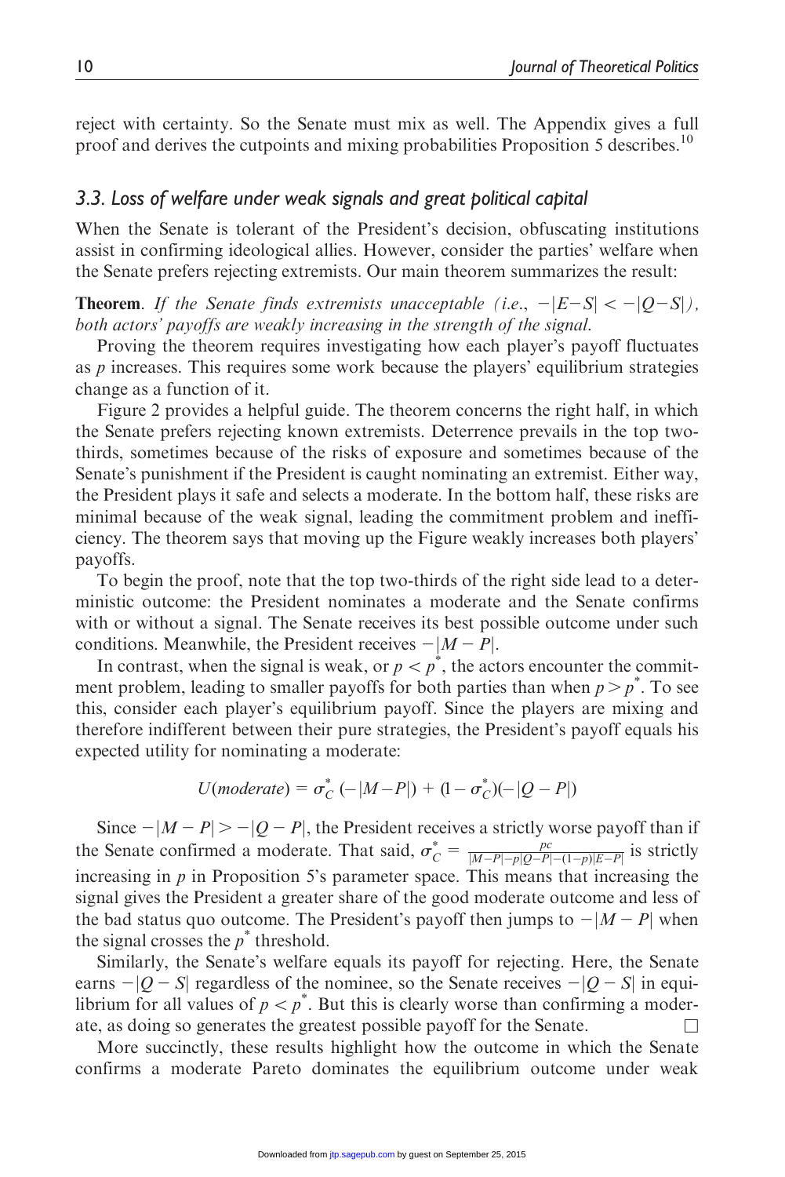reject with certainty. So the Senate must mix as well. The Appendix gives a full proof and derives the cutpoints and mixing probabilities Proposition 5 describes.[10]

### 3.3. Loss of welfare under weak signals and great political capital

When the Senate is tolerant of the President's decision, obfuscating institutions assist in confirming ideological allies. However, consider the parties' welfare when the Senate prefers rejecting extremists. Our main theorem summarizes the result:

**Theorem**. *If the Senate finds extremists unacceptable (i.e., $-|E-S| < -|Q-S|$), both actors' payoffs are weakly increasing in the strength of the signal.*

Proving the theorem requires investigating how each player's payoff fluctuates as $p$ increases. This requires some work because the players' equilibrium strategies change as a function of it.

Figure 2 provides a helpful guide. The theorem concerns the right half, in which the Senate prefers rejecting known extremists. Deterrence prevails in the top two-thirds, sometimes because of the risks of exposure and sometimes because of the Senate's punishment if the President is caught nominating an extremist. Either way, the President plays it safe and selects a moderate. In the bottom half, these risks are minimal because of the weak signal, leading the commitment problem and inefficiency. The theorem says that moving up the Figure weakly increases both players' payoffs.

To begin the proof, note that the top two-thirds of the right side lead to a deterministic outcome: the President nominates a moderate and the Senate confirms with or without a signal. The Senate receives its best possible outcome under such conditions. Meanwhile, the President receives $-|M-P|$.

In contrast, when the signal is weak, or $p < p^*$, the actors encounter the commitment problem, leading to smaller payoffs for both parties than when $p > p^*$. To see this, consider each player's equilibrium payoff. Since the players are mixing and therefore indifferent between their pure strategies, the President's payoff equals his expected utility for nominating a moderate:

$$U(moderate) = \sigma_C^* (-|M-P|) + (1-\sigma_C^*)(-|Q-P|)$$

Since $-|M-P| > -|Q-P|$, the President receives a strictly worse payoff than if the Senate confirmed a moderate. That said, $\sigma_C^* = \frac{pc}{|M-P|-p|Q-P|-(1-p)|E-P|}$ is strictly increasing in $p$ in Proposition 5's parameter space. This means that increasing the signal gives the President a greater share of the good moderate outcome and less of the bad status quo outcome. The President's payoff then jumps to $-|M-P|$ when the signal crosses the $p^*$ threshold.

Similarly, the Senate's welfare equals its payoff for rejecting. Here, the Senate earns $-|Q-S|$ regardless of the nominee, so the Senate receives $-|Q-S|$ in equilibrium for all values of $p < p^*$. But this is clearly worse than confirming a moderate, as doing so generates the greatest possible payoff for the Senate. □

More succinctly, these results highlight how the outcome in which the Senate confirms a moderate Pareto dominates the equilibrium outcome under weak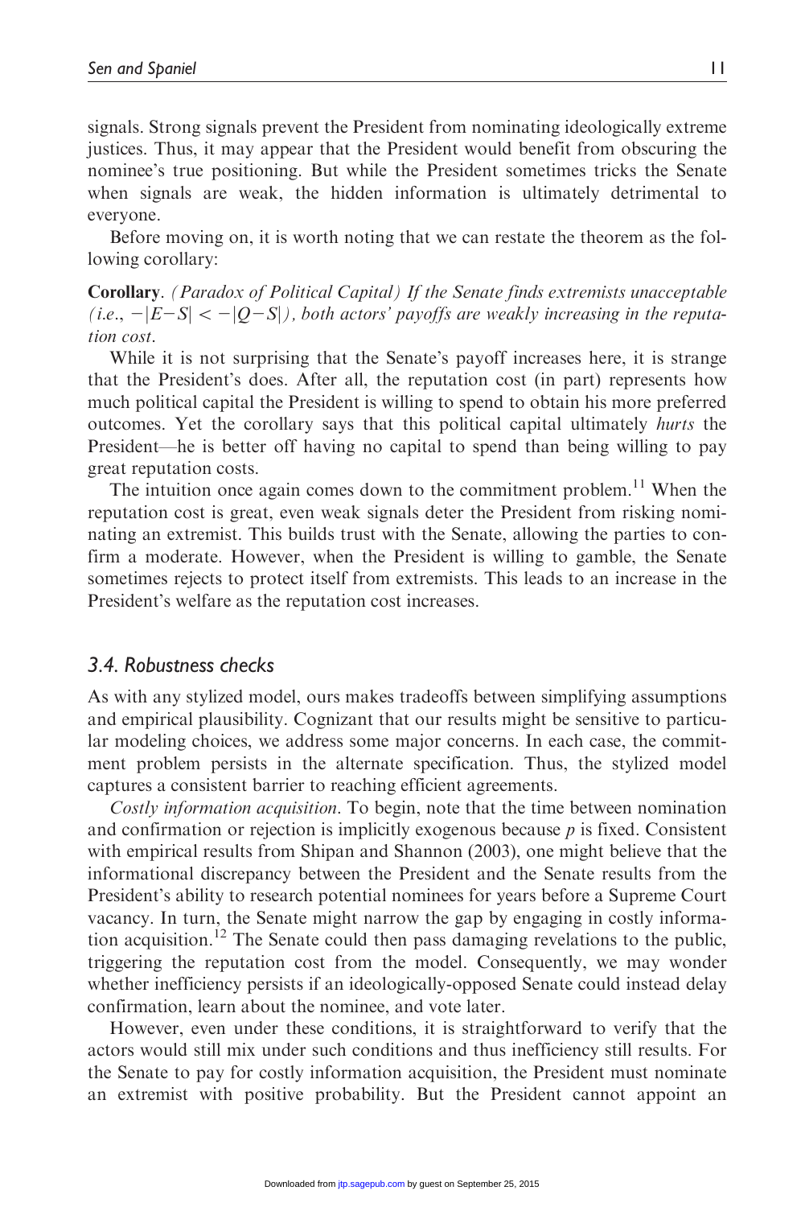signals. Strong signals prevent the President from nominating ideologically extreme justices. Thus, it may appear that the President would benefit from obscuring the nominee's true positioning. But while the President sometimes tricks the Senate when signals are weak, the hidden information is ultimately detrimental to everyone.

Before moving on, it is worth noting that we can restate the theorem as the following corollary:

**Corollary**. *(Paradox of Political Capital) If the Senate finds extremists unacceptable (i.e.,* $-|E-S| < -|Q-S|$*), both actors' payoffs are weakly increasing in the reputation cost.*

While it is not surprising that the Senate's payoff increases here, it is strange that the President's does. After all, the reputation cost (in part) represents how much political capital the President is willing to spend to obtain his more preferred outcomes. Yet the corollary says that this political capital ultimately *hurts* the President—he is better off having no capital to spend than being willing to pay great reputation costs.

The intuition once again comes down to the commitment problem.[11] When the reputation cost is great, even weak signals deter the President from risking nominating an extremist. This builds trust with the Senate, allowing the parties to confirm a moderate. However, when the President is willing to gamble, the Senate sometimes rejects to protect itself from extremists. This leads to an increase in the President's welfare as the reputation cost increases.

## 3.4. Robustness checks

As with any stylized model, ours makes tradeoffs between simplifying assumptions and empirical plausibility. Cognizant that our results might be sensitive to particular modeling choices, we address some major concerns. In each case, the commitment problem persists in the alternate specification. Thus, the stylized model captures a consistent barrier to reaching efficient agreements.

*Costly information acquisition*. To begin, note that the time between nomination and confirmation or rejection is implicitly exogenous because $p$ is fixed. Consistent with empirical results from Shipan and Shannon (2003), one might believe that the informational discrepancy between the President and the Senate results from the President's ability to research potential nominees for years before a Supreme Court vacancy. In turn, the Senate might narrow the gap by engaging in costly information acquisition.[12] The Senate could then pass damaging revelations to the public, triggering the reputation cost from the model. Consequently, we may wonder whether inefficiency persists if an ideologically-opposed Senate could instead delay confirmation, learn about the nominee, and vote later.

However, even under these conditions, it is straightforward to verify that the actors would still mix under such conditions and thus inefficiency still results. For the Senate to pay for costly information acquisition, the President must nominate an extremist with positive probability. But the President cannot appoint an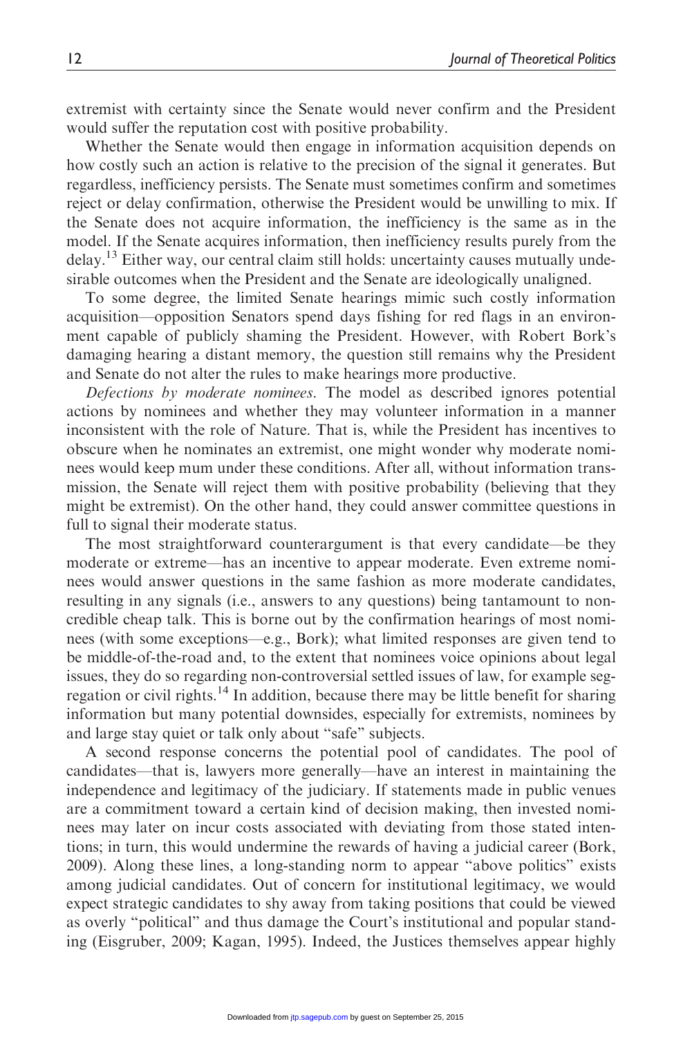extremist with certainty since the Senate would never confirm and the President would suffer the reputation cost with positive probability.

Whether the Senate would then engage in information acquisition depends on how costly such an action is relative to the precision of the signal it generates. But regardless, inefficiency persists. The Senate must sometimes confirm and sometimes reject or delay confirmation, otherwise the President would be unwilling to mix. If the Senate does not acquire information, the inefficiency is the same as in the model. If the Senate acquires information, then inefficiency results purely from the delay.[13] Either way, our central claim still holds: uncertainty causes mutually undesirable outcomes when the President and the Senate are ideologically unaligned.

To some degree, the limited Senate hearings mimic such costly information acquisition—opposition Senators spend days fishing for red flags in an environment capable of publicly shaming the President. However, with Robert Bork's damaging hearing a distant memory, the question still remains why the President and Senate do not alter the rules to make hearings more productive.

*Defections by moderate nominees*. The model as described ignores potential actions by nominees and whether they may volunteer information in a manner inconsistent with the role of Nature. That is, while the President has incentives to obscure when he nominates an extremist, one might wonder why moderate nominees would keep mum under these conditions. After all, without information transmission, the Senate will reject them with positive probability (believing that they might be extremist). On the other hand, they could answer committee questions in full to signal their moderate status.

The most straightforward counterargument is that every candidate—be they moderate or extreme—has an incentive to appear moderate. Even extreme nominees would answer questions in the same fashion as more moderate candidates, resulting in any signals (i.e., answers to any questions) being tantamount to non-credible cheap talk. This is borne out by the confirmation hearings of most nominees (with some exceptions—e.g., Bork); what limited responses are given tend to be middle-of-the-road and, to the extent that nominees voice opinions about legal issues, they do so regarding non-controversial settled issues of law, for example segregation or civil rights.[14] In addition, because there may be little benefit for sharing information but many potential downsides, especially for extremists, nominees by and large stay quiet or talk only about "safe" subjects.

A second response concerns the potential pool of candidates. The pool of candidates—that is, lawyers more generally—have an interest in maintaining the independence and legitimacy of the judiciary. If statements made in public venues are a commitment toward a certain kind of decision making, then invested nominees may later on incur costs associated with deviating from those stated intentions; in turn, this would undermine the rewards of having a judicial career (Bork, 2009). Along these lines, a long-standing norm to appear "above politics" exists among judicial candidates. Out of concern for institutional legitimacy, we would expect strategic candidates to shy away from taking positions that could be viewed as overly "political" and thus damage the Court's institutional and popular standing (Eisgruber, 2009; Kagan, 1995). Indeed, the Justices themselves appear highly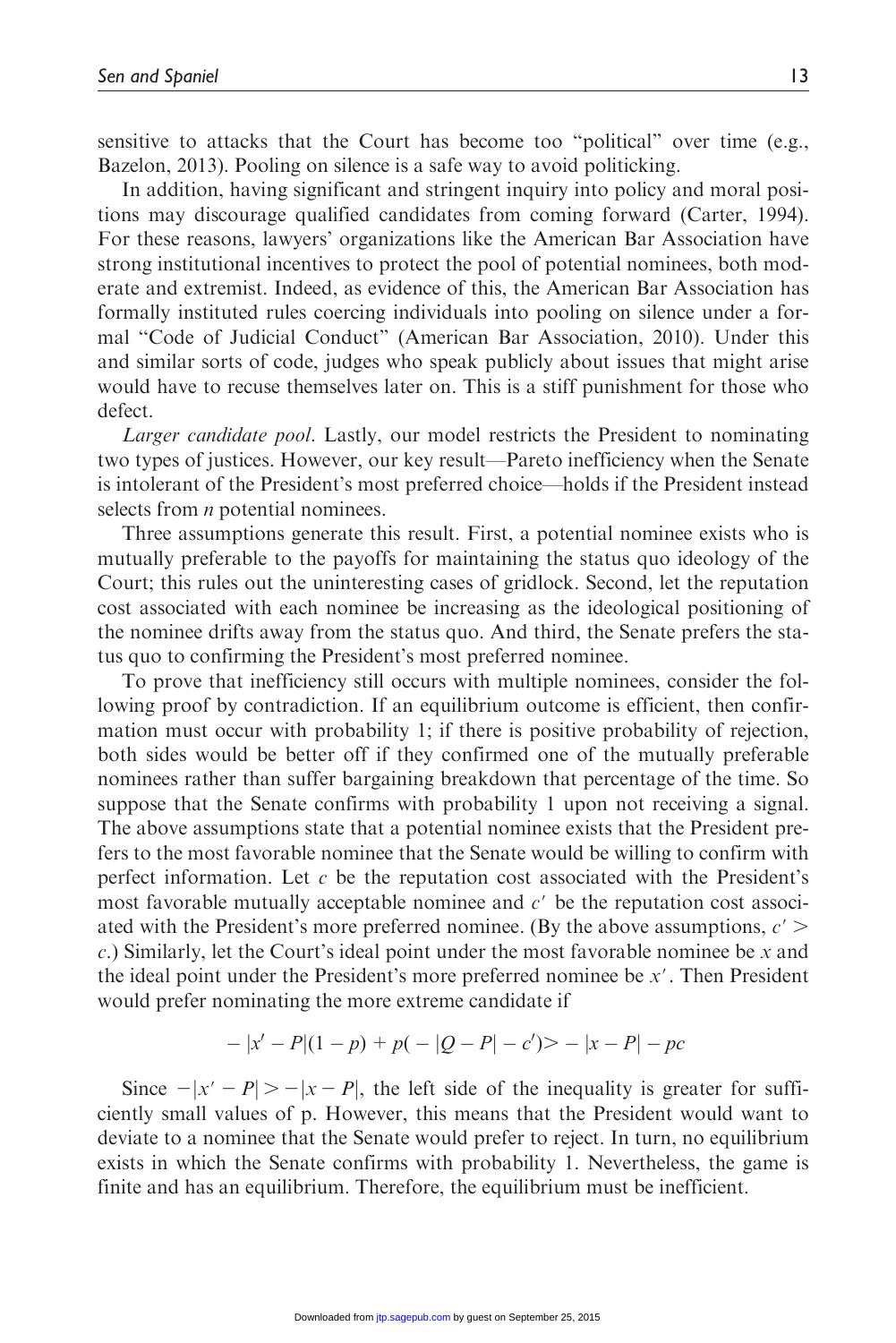sensitive to attacks that the Court has become too "political" over time (e.g., Bazelon, 2013). Pooling on silence is a safe way to avoid politicking.

In addition, having significant and stringent inquiry into policy and moral positions may discourage qualified candidates from coming forward (Carter, 1994). For these reasons, lawyers' organizations like the American Bar Association have strong institutional incentives to protect the pool of potential nominees, both moderate and extremist. Indeed, as evidence of this, the American Bar Association has formally instituted rules coercing individuals into pooling on silence under a formal "Code of Judicial Conduct" (American Bar Association, 2010). Under this and similar sorts of code, judges who speak publicly about issues that might arise would have to recuse themselves later on. This is a stiff punishment for those who defect.

*Larger candidate pool*. Lastly, our model restricts the President to nominating two types of justices. However, our key result—Pareto inefficiency when the Senate is intolerant of the President's most preferred choice—holds if the President instead selects from $n$ potential nominees.

Three assumptions generate this result. First, a potential nominee exists who is mutually preferable to the payoffs for maintaining the status quo ideology of the Court; this rules out the uninteresting cases of gridlock. Second, let the reputation cost associated with each nominee be increasing as the ideological positioning of the nominee drifts away from the status quo. And third, the Senate prefers the status quo to confirming the President's most preferred nominee.

To prove that inefficiency still occurs with multiple nominees, consider the following proof by contradiction. If an equilibrium outcome is efficient, then confirmation must occur with probability 1; if there is positive probability of rejection, both sides would be better off if they confirmed one of the mutually preferable nominees rather than suffer bargaining breakdown that percentage of the time. So suppose that the Senate confirms with probability 1 upon not receiving a signal. The above assumptions state that a potential nominee exists that the President prefers to the most favorable nominee that the Senate would be willing to confirm with perfect information. Let $c$ be the reputation cost associated with the President's most favorable mutually acceptable nominee and $c'$ be the reputation cost associated with the President's more preferred nominee. (By the above assumptions, $c' > c$.) Similarly, let the Court's ideal point under the most favorable nominee be $x$ and the ideal point under the President's more preferred nominee be $x'$. Then President would prefer nominating the more extreme candidate if

$$-|x' - P|(1-p) + p(-|Q-P| - c') > -|x-P| - pc$$

Since $-|x' - P| > -|x - P|$, the left side of the inequality is greater for sufficiently small values of p. However, this means that the President would want to deviate to a nominee that the Senate would prefer to reject. In turn, no equilibrium exists in which the Senate confirms with probability 1. Nevertheless, the game is finite and has an equilibrium. Therefore, the equilibrium must be inefficient.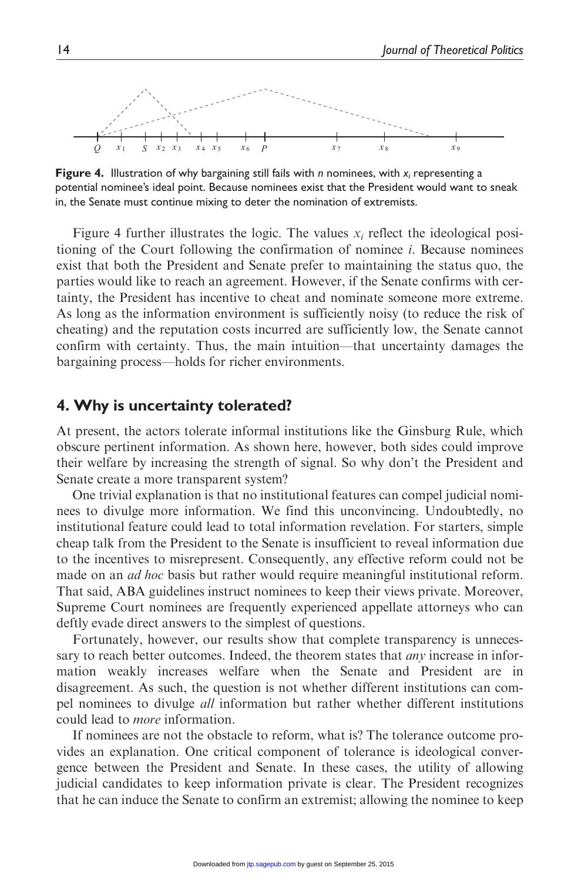Figure 4. Illustration of why bargaining still fails with $n$ nominees, with $x_i$ representing a potential nominee's ideal point. Because nominees exist that the President would want to sneak in, the Senate must continue mixing to deter the nomination of extremists.

Figure 4 further illustrates the logic. The values $x_i$ reflect the ideological positioning of the Court following the confirmation of nominee $i$. Because nominees exist that both the President and Senate prefer to maintaining the status quo, the parties would like to reach an agreement. However, if the Senate confirms with certainty, the President has incentive to cheat and nominate someone more extreme. As long as the information environment is sufficiently noisy (to reduce the risk of cheating) and the reputation costs incurred are sufficiently low, the Senate cannot confirm with certainty. Thus, the main intuition—that uncertainty damages the bargaining process—holds for richer environments.

## 4. Why is uncertainty tolerated?

At present, the actors tolerate informal institutions like the Ginsburg Rule, which obscure pertinent information. As shown here, however, both sides could improve their welfare by increasing the strength of signal. So why don't the President and Senate create a more transparent system?

One trivial explanation is that no institutional features can compel judicial nominees to divulge more information. We find this unconvincing. Undoubtedly, no institutional feature could lead to total information revelation. For starters, simple cheap talk from the President to the Senate is insufficient to reveal information due to the incentives to misrepresent. Consequently, any effective reform could not be made on an *ad hoc* basis but rather would require meaningful institutional reform. That said, ABA guidelines instruct nominees to keep their views private. Moreover, Supreme Court nominees are frequently experienced appellate attorneys who can deftly evade direct answers to the simplest of questions.

Fortunately, however, our results show that complete transparency is unnecessary to reach better outcomes. Indeed, the theorem states that *any* increase in information weakly increases welfare when the Senate and President are in disagreement. As such, the question is not whether different institutions can compel nominees to divulge *all* information but rather whether different institutions could lead to *more* information.

If nominees are not the obstacle to reform, what is? The tolerance outcome provides an explanation. One critical component of tolerance is ideological convergence between the President and Senate. In these cases, the utility of allowing judicial candidates to keep information private is clear. The President recognizes that he can induce the Senate to confirm an extremist; allowing the nominee to keep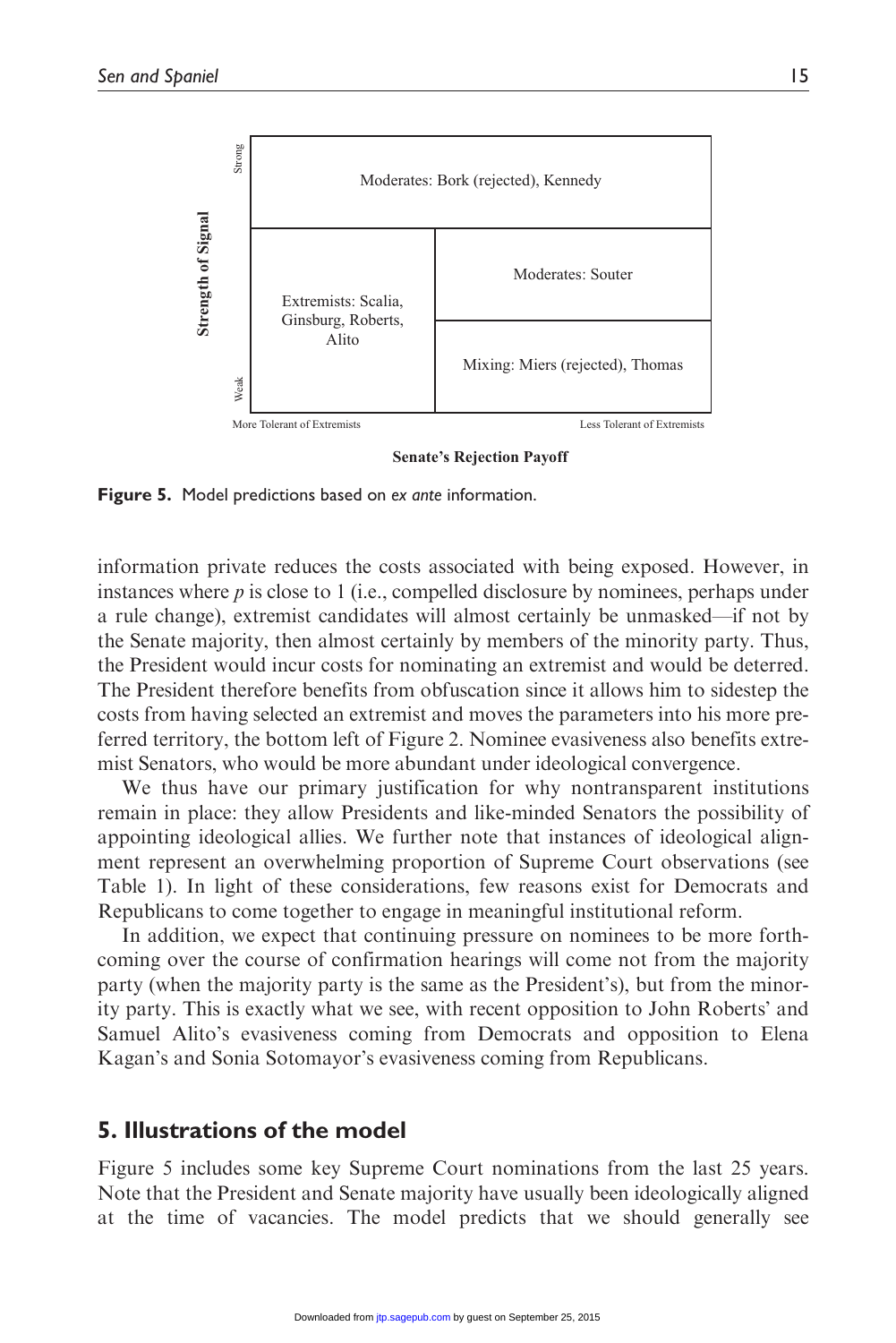**Figure 5.** Model predictions based on *ex ante* information.

information private reduces the costs associated with being exposed. However, in instances where $p$ is close to 1 (i.e., compelled disclosure by nominees, perhaps under a rule change), extremist candidates will almost certainly be unmasked—if not by the Senate majority, then almost certainly by members of the minority party. Thus, the President would incur costs for nominating an extremist and would be deterred. The President therefore benefits from obfuscation since it allows him to sidestep the costs from having selected an extremist and moves the parameters into his more preferred territory, the bottom left of Figure 2. Nominee evasiveness also benefits extremist Senators, who would be more abundant under ideological convergence.

We thus have our primary justification for why nontransparent institutions remain in place: they allow Presidents and like-minded Senators the possibility of appointing ideological allies. We further note that instances of ideological alignment represent an overwhelming proportion of Supreme Court observations (see Table 1). In light of these considerations, few reasons exist for Democrats and Republicans to come together to engage in meaningful institutional reform.

In addition, we expect that continuing pressure on nominees to be more forthcoming over the course of confirmation hearings will come not from the majority party (when the majority party is the same as the President's), but from the minority party. This is exactly what we see, with recent opposition to John Roberts' and Samuel Alito's evasiveness coming from Democrats and opposition to Elena Kagan's and Sonia Sotomayor's evasiveness coming from Republicans.

## 5. Illustrations of the model

Figure 5 includes some key Supreme Court nominations from the last 25 years. Note that the President and Senate majority have usually been ideologically aligned at the time of vacancies. The model predicts that we should generally see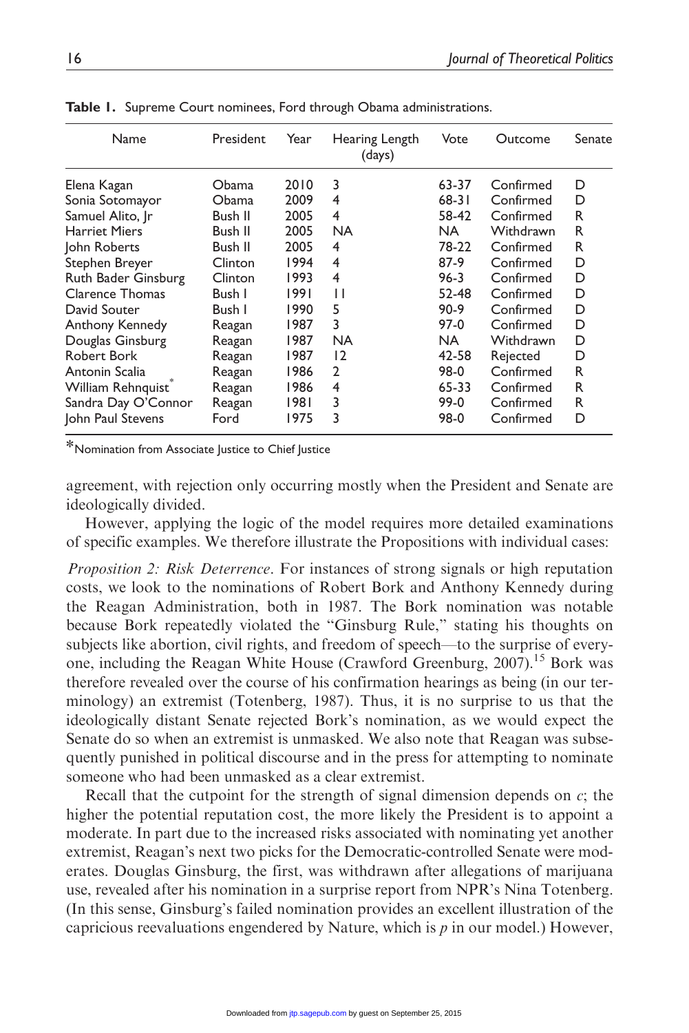**Table 1.** Supreme Court nominees, Ford through Obama administrations.

| Name | President | Year | Hearing Length (days) | Vote | Outcome | Senate |
|---|---|---|---|---|---|---|
| Elena Kagan | Obama | 2010 | 3 | 63-37 | Confirmed | D |
| Sonia Sotomayor | Obama | 2009 | 4 | 68-31 | Confirmed | D |
| Samuel Alito, Jr | Bush II | 2005 | 4 | 58-42 | Confirmed | R |
| Harriet Miers | Bush II | 2005 | NA | NA | Withdrawn | R |
| John Roberts | Bush II | 2005 | 4 | 78-22 | Confirmed | R |
| Stephen Breyer | Clinton | 1994 | 4 | 87-9 | Confirmed | D |
| Ruth Bader Ginsburg | Clinton | 1993 | 4 | 96-3 | Confirmed | D |
| Clarence Thomas | Bush I | 1991 | 11 | 52-48 | Confirmed | D |
| David Souter | Bush I | 1990 | 5 | 90-9 | Confirmed | D |
| Anthony Kennedy | Reagan | 1987 | 3 | 97-0 | Confirmed | D |
| Douglas Ginsburg | Reagan | 1987 | NA | NA | Withdrawn | D |
| Robert Bork | Reagan | 1987 | 12 | 42-58 | Rejected | D |
| Antonin Scalia | Reagan | 1986 | 2 | 98-0 | Confirmed | R |
| William Rehnquist* | Reagan | 1986 | 4 | 65-33 | Confirmed | R |
| Sandra Day O'Connor | Reagan | 1981 | 3 | 99-0 | Confirmed | R |
| John Paul Stevens | Ford | 1975 | 3 | 98-0 | Confirmed | D |

*Nomination from Associate Justice to Chief Justice

agreement, with rejection only occurring mostly when the President and Senate are ideologically divided.

However, applying the logic of the model requires more detailed examinations of specific examples. We therefore illustrate the Propositions with individual cases:

*Proposition 2: Risk Deterrence*. For instances of strong signals or high reputation costs, we look to the nominations of Robert Bork and Anthony Kennedy during the Reagan Administration, both in 1987. The Bork nomination was notable because Bork repeatedly violated the "Ginsburg Rule," stating his thoughts on subjects like abortion, civil rights, and freedom of speech—to the surprise of everyone, including the Reagan White House (Crawford Greenburg, 2007).[15] Bork was therefore revealed over the course of his confirmation hearings as being (in our terminology) an extremist (Totenberg, 1987). Thus, it is no surprise to us that the ideologically distant Senate rejected Bork's nomination, as we would expect the Senate do so when an extremist is unmasked. We also note that Reagan was subsequently punished in political discourse and in the press for attempting to nominate someone who had been unmasked as a clear extremist.

Recall that the cutpoint for the strength of signal dimension depends on $c$; the higher the potential reputation cost, the more likely the President is to appoint a moderate. In part due to the increased risks associated with nominating yet another extremist, Reagan's next two picks for the Democratic-controlled Senate were moderates. Douglas Ginsburg, the first, was withdrawn after allegations of marijuana use, revealed after his nomination in a surprise report from NPR's Nina Totenberg. (In this sense, Ginsburg's failed nomination provides an excellent illustration of the capricious reevaluations engendered by Nature, which is $p$ in our model.) However,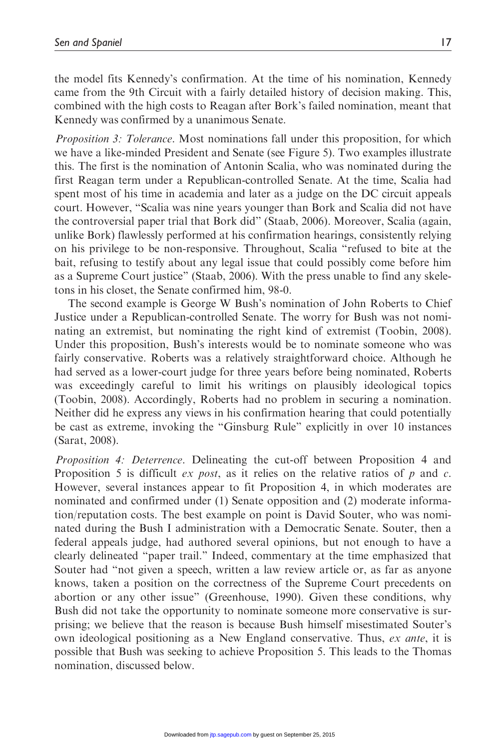the model fits Kennedy's confirmation. At the time of his nomination, Kennedy came from the 9th Circuit with a fairly detailed history of decision making. This, combined with the high costs to Reagan after Bork's failed nomination, meant that Kennedy was confirmed by a unanimous Senate.

*Proposition 3: Tolerance*. Most nominations fall under this proposition, for which we have a like-minded President and Senate (see Figure 5). Two examples illustrate this. The first is the nomination of Antonin Scalia, who was nominated during the first Reagan term under a Republican-controlled Senate. At the time, Scalia had spent most of his time in academia and later as a judge on the DC circuit appeals court. However, "Scalia was nine years younger than Bork and Scalia did not have the controversial paper trial that Bork did" (Staab, 2006). Moreover, Scalia (again, unlike Bork) flawlessly performed at his confirmation hearings, consistently relying on his privilege to be non-responsive. Throughout, Scalia "refused to bite at the bait, refusing to testify about any legal issue that could possibly come before him as a Supreme Court justice" (Staab, 2006). With the press unable to find any skeletons in his closet, the Senate confirmed him, 98-0.

The second example is George W Bush's nomination of John Roberts to Chief Justice under a Republican-controlled Senate. The worry for Bush was not nominating an extremist, but nominating the right kind of extremist (Toobin, 2008). Under this proposition, Bush's interests would be to nominate someone who was fairly conservative. Roberts was a relatively straightforward choice. Although he had served as a lower-court judge for three years before being nominated, Roberts was exceedingly careful to limit his writings on plausibly ideological topics (Toobin, 2008). Accordingly, Roberts had no problem in securing a nomination. Neither did he express any views in his confirmation hearing that could potentially be cast as extreme, invoking the "Ginsburg Rule" explicitly in over 10 instances (Sarat, 2008).

*Proposition 4: Deterrence*. Delineating the cut-off between Proposition 4 and Proposition 5 is difficult *ex post*, as it relies on the relative ratios of $p$ and $c$. However, several instances appear to fit Proposition 4, in which moderates are nominated and confirmed under (1) Senate opposition and (2) moderate information/reputation costs. The best example on point is David Souter, who was nominated during the Bush I administration with a Democratic Senate. Souter, then a federal appeals judge, had authored several opinions, but not enough to have a clearly delineated "paper trail." Indeed, commentary at the time emphasized that Souter had "not given a speech, written a law review article or, as far as anyone knows, taken a position on the correctness of the Supreme Court precedents on abortion or any other issue" (Greenhouse, 1990). Given these conditions, why Bush did not take the opportunity to nominate someone more conservative is surprising; we believe that the reason is because Bush himself misestimated Souter's own ideological positioning as a New England conservative. Thus, *ex ante*, it is possible that Bush was seeking to achieve Proposition 5. This leads to the Thomas nomination, discussed below.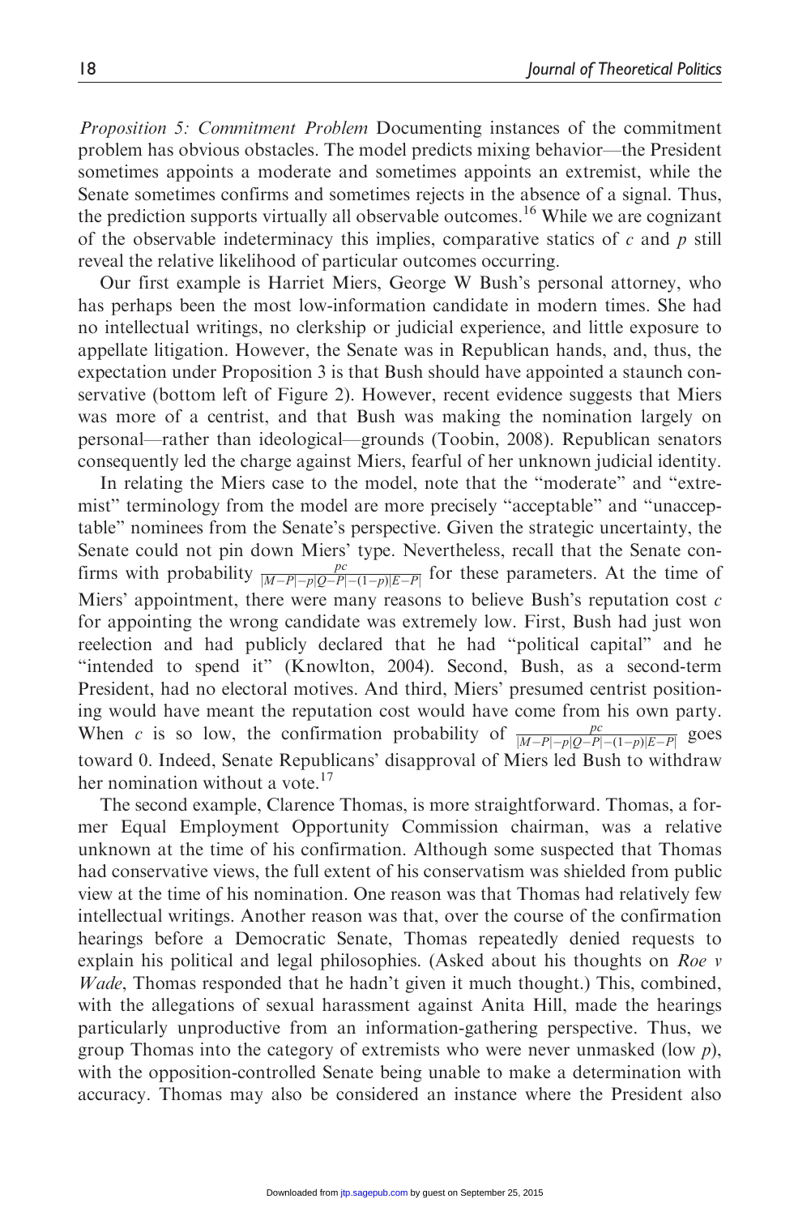*Proposition 5: Commitment Problem* Documenting instances of the commitment problem has obvious obstacles. The model predicts mixing behavior—the President sometimes appoints a moderate and sometimes appoints an extremist, while the Senate sometimes confirms and sometimes rejects in the absence of a signal. Thus, the prediction supports virtually all observable outcomes.[16] While we are cognizant of the observable indeterminacy this implies, comparative statics of $c$ and $p$ still reveal the relative likelihood of particular outcomes occurring.

Our first example is Harriet Miers, George W Bush's personal attorney, who has perhaps been the most low-information candidate in modern times. She had no intellectual writings, no clerkship or judicial experience, and little exposure to appellate litigation. However, the Senate was in Republican hands, and, thus, the expectation under Proposition 3 is that Bush should have appointed a staunch conservative (bottom left of Figure 2). However, recent evidence suggests that Miers was more of a centrist, and that Bush was making the nomination largely on personal—rather than ideological—grounds (Toobin, 2008). Republican senators consequently led the charge against Miers, fearful of her unknown judicial identity.

In relating the Miers case to the model, note that the "moderate" and "extremist" terminology from the model are more precisely "acceptable" and "unacceptable" nominees from the Senate's perspective. Given the strategic uncertainty, the Senate could not pin down Miers' type. Nevertheless, recall that the Senate confirms with probability $\frac{pc}{|M-P|-p|Q-P|-(1-p)|E-P|}$ for these parameters. At the time of Miers' appointment, there were many reasons to believe Bush's reputation cost $c$ for appointing the wrong candidate was extremely low. First, Bush had just won reelection and had publicly declared that he had "political capital" and he "intended to spend it" (Knowlton, 2004). Second, Bush, as a second-term President, had no electoral motives. And third, Miers' presumed centrist positioning would have meant the reputation cost would have come from his own party. When $c$ is so low, the confirmation probability of $\frac{pc}{|M-P|-p|Q-P|-(1-p)|E-P|}$ goes toward 0. Indeed, Senate Republicans' disapproval of Miers led Bush to withdraw her nomination without a vote.[17]

The second example, Clarence Thomas, is more straightforward. Thomas, a former Equal Employment Opportunity Commission chairman, was a relative unknown at the time of his confirmation. Although some suspected that Thomas had conservative views, the full extent of his conservatism was shielded from public view at the time of his nomination. One reason was that Thomas had relatively few intellectual writings. Another reason was that, over the course of the confirmation hearings before a Democratic Senate, Thomas repeatedly denied requests to explain his political and legal philosophies. (Asked about his thoughts on *Roe v Wade*, Thomas responded that he hadn't given it much thought.) This, combined, with the allegations of sexual harassment against Anita Hill, made the hearings particularly unproductive from an information-gathering perspective. Thus, we group Thomas into the category of extremists who were never unmasked (low $p$), with the opposition-controlled Senate being unable to make a determination with accuracy. Thomas may also be considered an instance where the President also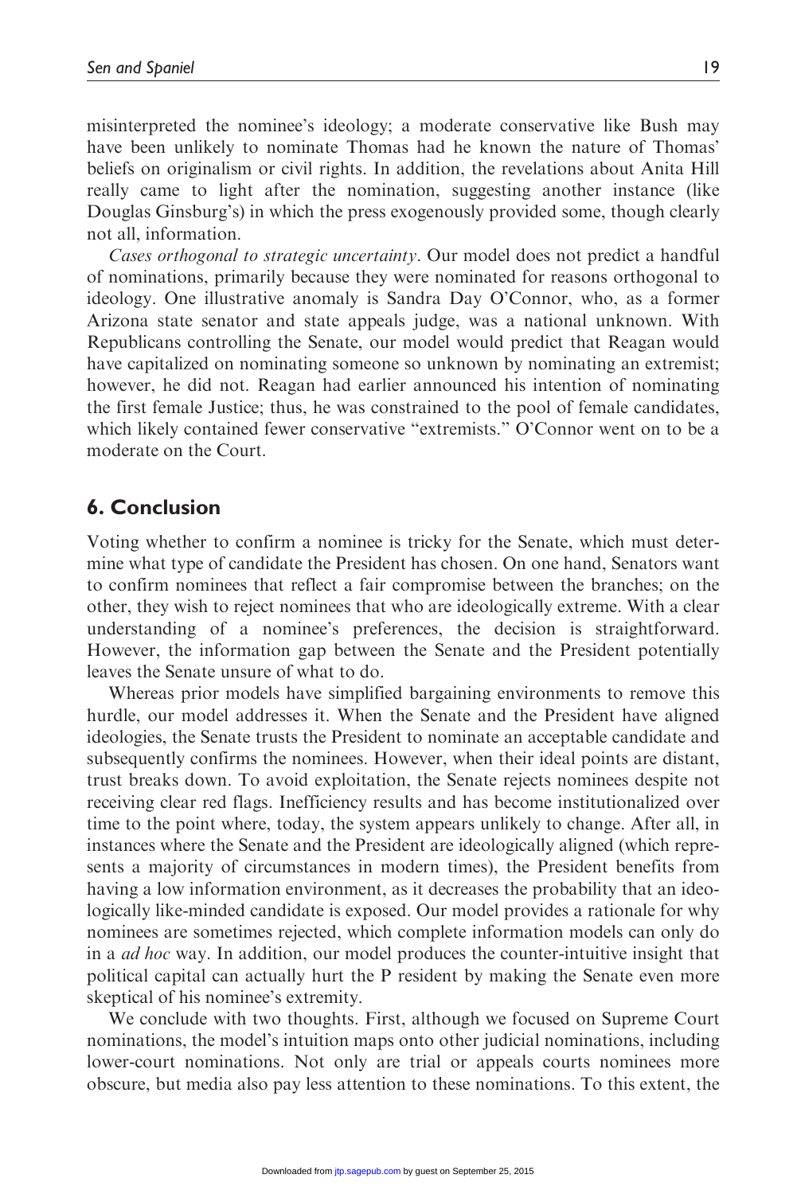misinterpreted the nominee's ideology; a moderate conservative like Bush may have been unlikely to nominate Thomas had he known the nature of Thomas' beliefs on originalism or civil rights. In addition, the revelations about Anita Hill really came to light after the nomination, suggesting another instance (like Douglas Ginsburg's) in which the press exogenously provided some, though clearly not all, information.

*Cases orthogonal to strategic uncertainty*. Our model does not predict a handful of nominations, primarily because they were nominated for reasons orthogonal to ideology. One illustrative anomaly is Sandra Day O'Connor, who, as a former Arizona state senator and state appeals judge, was a national unknown. With Republicans controlling the Senate, our model would predict that Reagan would have capitalized on nominating someone so unknown by nominating an extremist; however, he did not. Reagan had earlier announced his intention of nominating the first female Justice; thus, he was constrained to the pool of female candidates, which likely contained fewer conservative "extremists." O'Connor went on to be a moderate on the Court.

## 6. Conclusion

Voting whether to confirm a nominee is tricky for the Senate, which must determine what type of candidate the President has chosen. On one hand, Senators want to confirm nominees that reflect a fair compromise between the branches; on the other, they wish to reject nominees that who are ideologically extreme. With a clear understanding of a nominee's preferences, the decision is straightforward. However, the information gap between the Senate and the President potentially leaves the Senate unsure of what to do.

Whereas prior models have simplified bargaining environments to remove this hurdle, our model addresses it. When the Senate and the President have aligned ideologies, the Senate trusts the President to nominate an acceptable candidate and subsequently confirms the nominees. However, when their ideal points are distant, trust breaks down. To avoid exploitation, the Senate rejects nominees despite not receiving clear red flags. Inefficiency results and has become institutionalized over time to the point where, today, the system appears unlikely to change. After all, in instances where the Senate and the President are ideologically aligned (which represents a majority of circumstances in modern times), the President benefits from having a low information environment, as it decreases the probability that an ideologically like-minded candidate is exposed. Our model provides a rationale for why nominees are sometimes rejected, which complete information models can only do in a *ad hoc* way. In addition, our model produces the counter-intuitive insight that political capital can actually hurt the P resident by making the Senate even more skeptical of his nominee's extremity.

We conclude with two thoughts. First, although we focused on Supreme Court nominations, the model's intuition maps onto other judicial nominations, including lower-court nominations. Not only are trial or appeals courts nominees more obscure, but media also pay less attention to these nominations. To this extent, the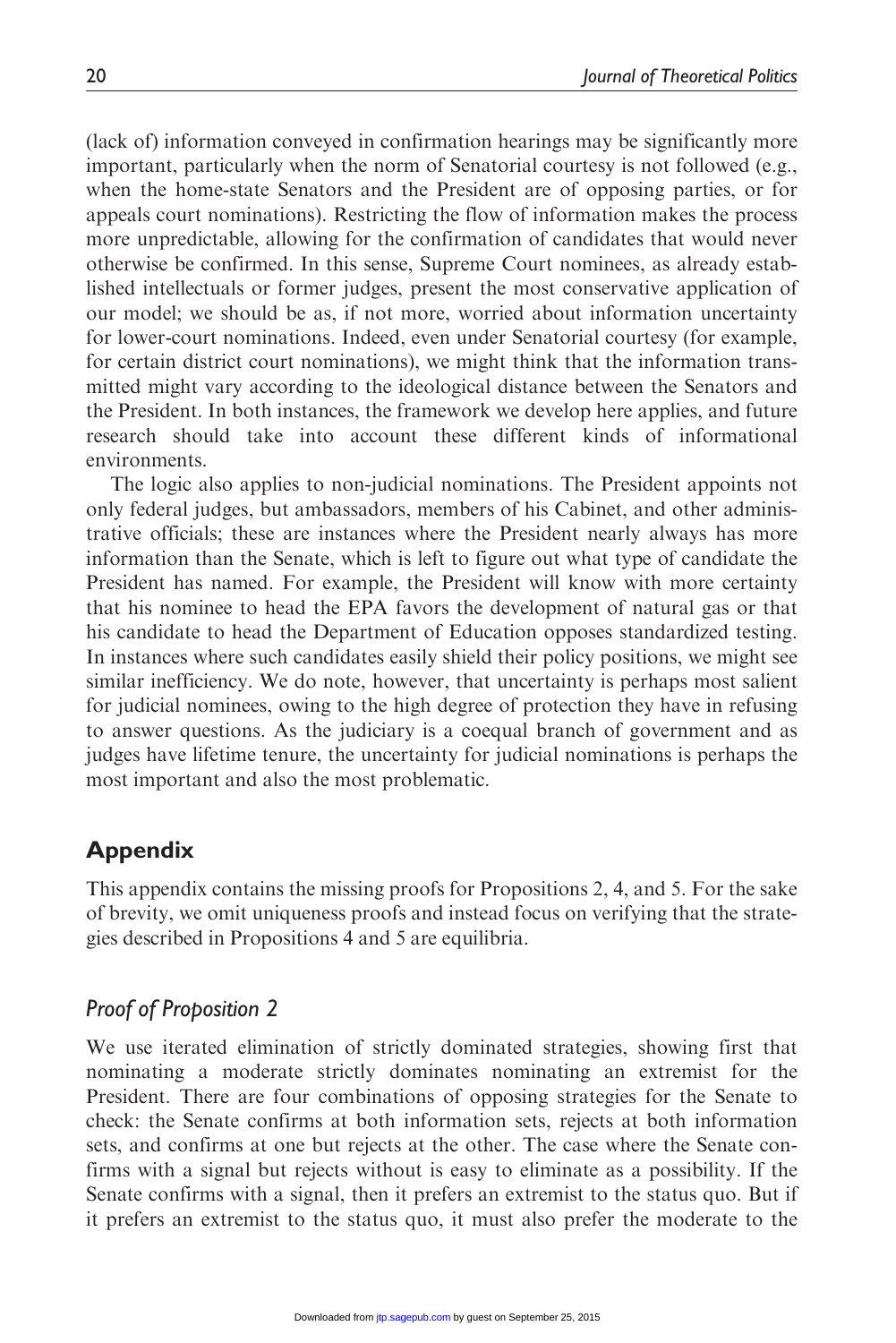(lack of) information conveyed in confirmation hearings may be significantly more important, particularly when the norm of Senatorial courtesy is not followed (e.g., when the home-state Senators and the President are of opposing parties, or for appeals court nominations). Restricting the flow of information makes the process more unpredictable, allowing for the confirmation of candidates that would never otherwise be confirmed. In this sense, Supreme Court nominees, as already established intellectuals or former judges, present the most conservative application of our model; we should be as, if not more, worried about information uncertainty for lower-court nominations. Indeed, even under Senatorial courtesy (for example, for certain district court nominations), we might think that the information transmitted might vary according to the ideological distance between the Senators and the President. In both instances, the framework we develop here applies, and future research should take into account these different kinds of informational environments.

The logic also applies to non-judicial nominations. The President appoints not only federal judges, but ambassadors, members of his Cabinet, and other administrative officials; these are instances where the President nearly always has more information than the Senate, which is left to figure out what type of candidate the President has named. For example, the President will know with more certainty that his nominee to head the EPA favors the development of natural gas or that his candidate to head the Department of Education opposes standardized testing. In instances where such candidates easily shield their policy positions, we might see similar inefficiency. We do note, however, that uncertainty is perhaps most salient for judicial nominees, owing to the high degree of protection they have in refusing to answer questions. As the judiciary is a coequal branch of government and as judges have lifetime tenure, the uncertainty for judicial nominations is perhaps the most important and also the most problematic.

## Appendix

This appendix contains the missing proofs for Propositions 2, 4, and 5. For the sake of brevity, we omit uniqueness proofs and instead focus on verifying that the strategies described in Propositions 4 and 5 are equilibria.

### *Proof of Proposition 2*

We use iterated elimination of strictly dominated strategies, showing first that nominating a moderate strictly dominates nominating an extremist for the President. There are four combinations of opposing strategies for the Senate to check: the Senate confirms at both information sets, rejects at both information sets, and confirms at one but rejects at the other. The case where the Senate confirms with a signal but rejects without is easy to eliminate as a possibility. If the Senate confirms with a signal, then it prefers an extremist to the status quo. But if it prefers an extremist to the status quo, it must also prefer the moderate to the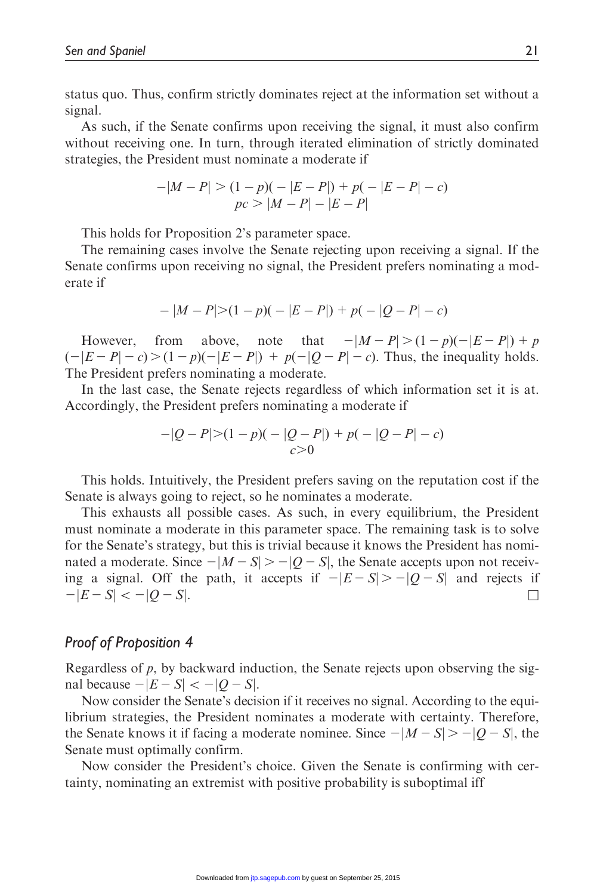status quo. Thus, confirm strictly dominates reject at the information set without a signal.

As such, if the Senate confirms upon receiving the signal, it must also confirm without receiving one. In turn, through iterated elimination of strictly dominated strategies, the President must nominate a moderate if

$$-|M-P| > (1-p)(-|E-P|) + p(-|E-P| - c)$$
$$pc > |M-P| - |E-P|$$

This holds for Proposition 2's parameter space.

The remaining cases involve the Senate rejecting upon receiving a signal. If the Senate confirms upon receiving no signal, the President prefers nominating a moderate if

$$-|M-P| > (1-p)(-|E-P|) + p(-|Q-P| - c)$$

However, from above, note that $-|M-P| > (1-p)(-|E-P|) + p(-|E-P| - c) > (1-p)(-|E-P|) + p(-|Q-P| - c)$. Thus, the inequality holds. The President prefers nominating a moderate.

In the last case, the Senate rejects regardless of which information set it is at. Accordingly, the President prefers nominating a moderate if

$$-|Q-P| > (1-p)(-|Q-P|) + p(-|Q-P| - c)$$
$$c > 0$$

This holds. Intuitively, the President prefers saving on the reputation cost if the Senate is always going to reject, so he nominates a moderate.

This exhausts all possible cases. As such, in every equilibrium, the President must nominate a moderate in this parameter space. The remaining task is to solve for the Senate's strategy, but this is trivial because it knows the President has nominated a moderate. Since $-|M-S| > -|Q-S|$, the Senate accepts upon not receiving a signal. Off the path, it accepts if $-|E-S| > -|Q-S|$ and rejects if $-|E-S| < -|Q-S|$. □

### Proof of Proposition 4

Regardless of $p$, by backward induction, the Senate rejects upon observing the signal because $-|E-S| < -|Q-S|$.

Now consider the Senate's decision if it receives no signal. According to the equilibrium strategies, the President nominates a moderate with certainty. Therefore, the Senate knows it if facing a moderate nominee. Since $-|M-S| > -|Q-S|$, the Senate must optimally confirm.

Now consider the President's choice. Given the Senate is confirming with certainty, nominating an extremist with positive probability is suboptimal iff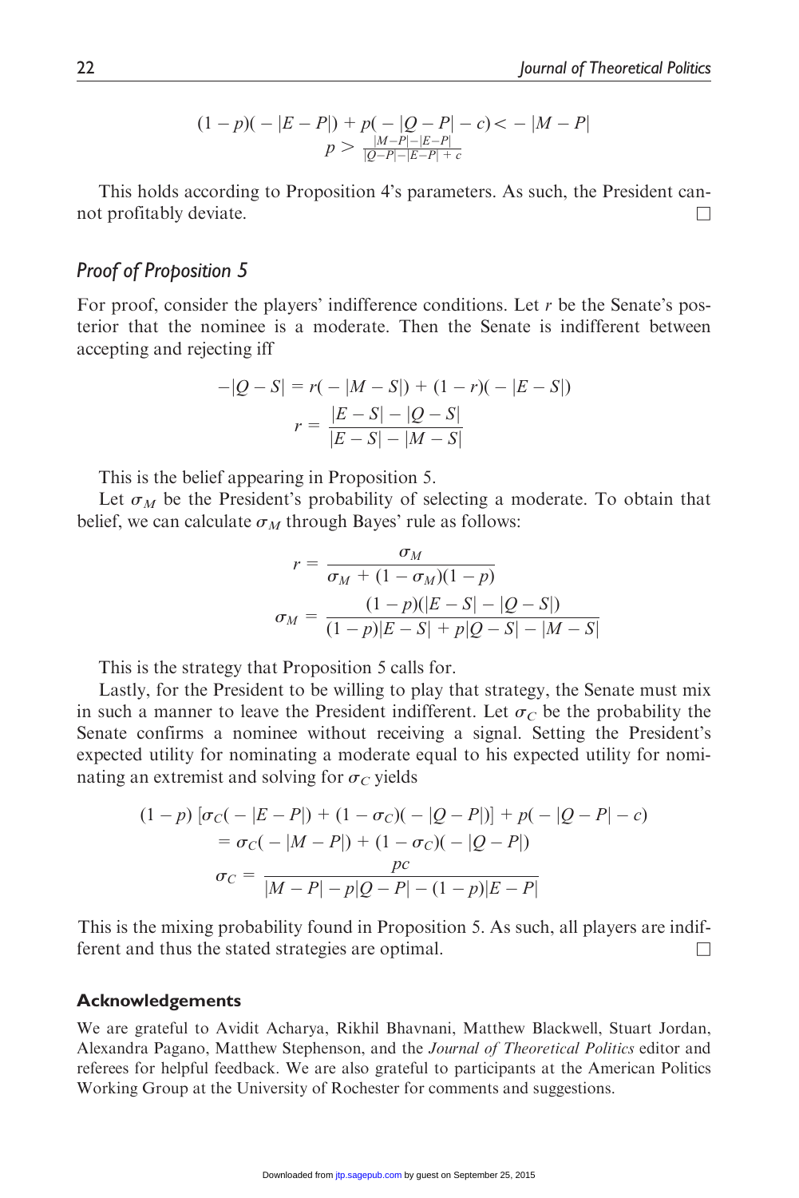$$(1-p)(-|E-P|) + p(-|Q-P| - c) < -|M-P|$$
$$p > \frac{|M-P| - |E-P|}{|Q-P| - |E-P| + c}$$

This holds according to Proposition 4's parameters. As such, the President cannot profitably deviate. □

## *Proof of Proposition 5*

For proof, consider the players' indifference conditions. Let $r$ be the Senate's posterior that the nominee is a moderate. Then the Senate is indifferent between accepting and rejecting iff

$$-|Q-S| = r(-|M-S|) + (1-r)(-|E-S|)$$
$$r = \frac{|E-S| - |Q-S|}{|E-S| - |M-S|}$$

This is the belief appearing in Proposition 5.

Let $\sigma_M$ be the President's probability of selecting a moderate. To obtain that belief, we can calculate $\sigma_M$ through Bayes' rule as follows:

$$r = \frac{\sigma_M}{\sigma_M + (1-\sigma_M)(1-p)}$$
$$\sigma_M = \frac{(1-p)(|E-S| - |Q-S|)}{(1-p)|E-S| + p|Q-S| - |M-S|}$$

This is the strategy that Proposition 5 calls for.

Lastly, for the President to be willing to play that strategy, the Senate must mix in such a manner to leave the President indifferent. Let $\sigma_C$ be the probability the Senate confirms a nominee without receiving a signal. Setting the President's expected utility for nominating a moderate equal to his expected utility for nominating an extremist and solving for $\sigma_C$ yields

$$(1-p)\left[\sigma_C(-|E-P|) + (1-\sigma_C)(-|Q-P|)\right] + p(-|Q-P| - c)$$
$$= \sigma_C(-|M-P|) + (1-\sigma_C)(-|Q-P|)$$
$$\sigma_C = \frac{pc}{|M-P| - p|Q-P| - (1-p)|E-P|}$$

This is the mixing probability found in Proposition 5. As such, all players are indifferent and thus the stated strategies are optimal. □

### Acknowledgements

We are grateful to Avidit Acharya, Rikhil Bhavnani, Matthew Blackwell, Stuart Jordan, Alexandra Pagano, Matthew Stephenson, and the *Journal of Theoretical Politics* editor and referees for helpful feedback. We are also grateful to participants at the American Politics Working Group at the University of Rochester for comments and suggestions.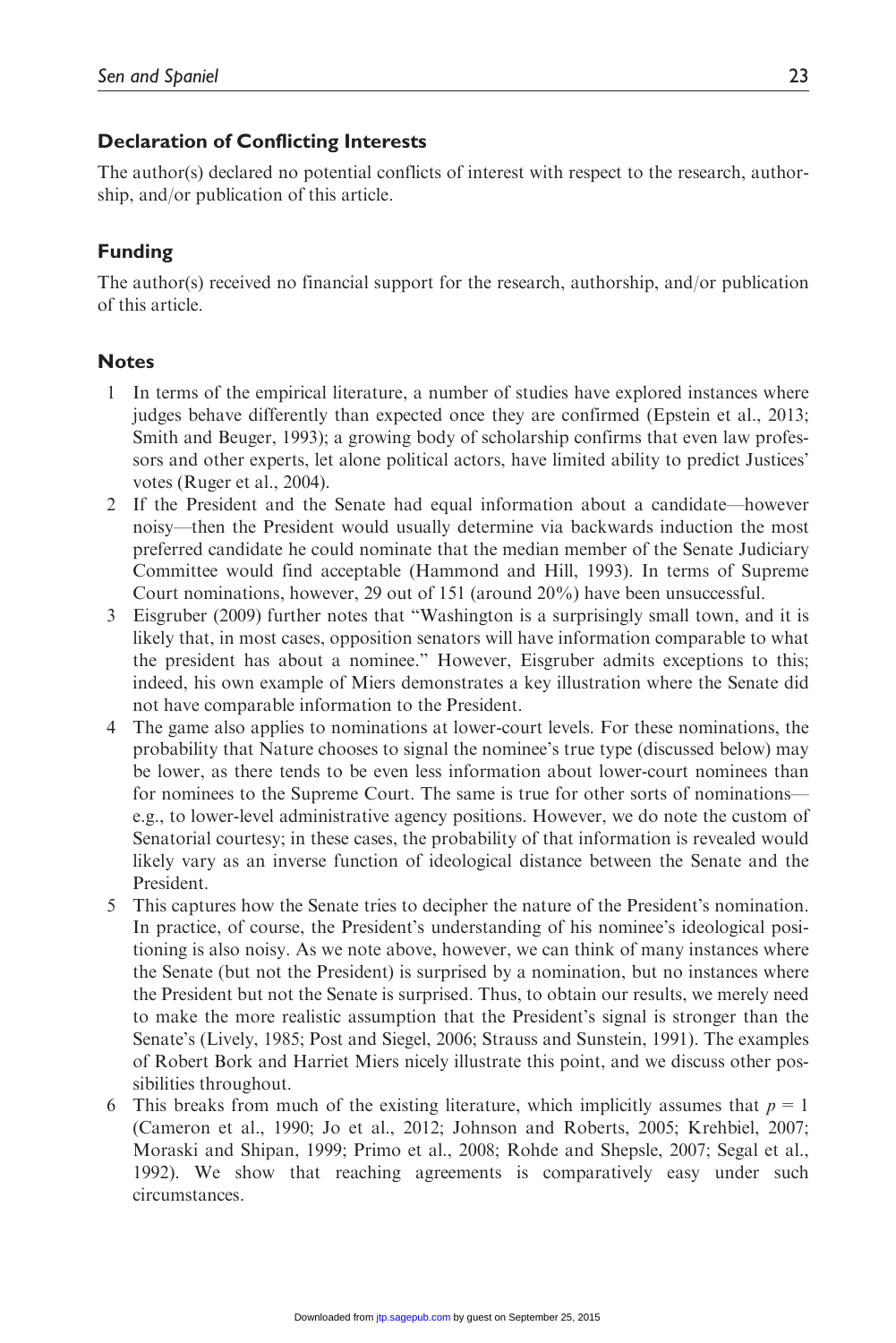## Declaration of Conflicting Interests

The author(s) declared no potential conflicts of interest with respect to the research, authorship, and/or publication of this article.

## Funding

The author(s) received no financial support for the research, authorship, and/or publication of this article.

## Notes

1. In terms of the empirical literature, a number of studies have explored instances where judges behave differently than expected once they are confirmed (Epstein et al., 2013; Smith and Beuger, 1993); a growing body of scholarship confirms that even law professors and other experts, let alone political actors, have limited ability to predict Justices' votes (Ruger et al., 2004).
2. If the President and the Senate had equal information about a candidate—however noisy—then the President would usually determine via backwards induction the most preferred candidate he could nominate that the median member of the Senate Judiciary Committee would find acceptable (Hammond and Hill, 1993). In terms of Supreme Court nominations, however, 29 out of 151 (around 20%) have been unsuccessful.
3. Eisgruber (2009) further notes that "Washington is a surprisingly small town, and it is likely that, in most cases, opposition senators will have information comparable to what the president has about a nominee." However, Eisgruber admits exceptions to this; indeed, his own example of Miers demonstrates a key illustration where the Senate did not have comparable information to the President.
4. The game also applies to nominations at lower-court levels. For these nominations, the probability that Nature chooses to signal the nominee's true type (discussed below) may be lower, as there tends to be even less information about lower-court nominees than for nominees to the Supreme Court. The same is true for other sorts of nominations—e.g., to lower-level administrative agency positions. However, we do note the custom of Senatorial courtesy; in these cases, the probability of that information is revealed would likely vary as an inverse function of ideological distance between the Senate and the President.
5. This captures how the Senate tries to decipher the nature of the President's nomination. In practice, of course, the President's understanding of his nominee's ideological positioning is also noisy. As we note above, however, we can think of many instances where the Senate (but not the President) is surprised by a nomination, but no instances where the President but not the Senate is surprised. Thus, to obtain our results, we merely need to make the more realistic assumption that the President's signal is stronger than the Senate's (Lively, 1985; Post and Siegel, 2006; Strauss and Sunstein, 1991). The examples of Robert Bork and Harriet Miers nicely illustrate this point, and we discuss other possibilities throughout.
6. This breaks from much of the existing literature, which implicitly assumes that $p = 1$ (Cameron et al., 1990; Jo et al., 2012; Johnson and Roberts, 2005; Krehbiel, 2007; Moraski and Shipan, 1999; Primo et al., 2008; Rohde and Shepsle, 2007; Segal et al., 1992). We show that reaching agreements is comparatively easy under such circumstances.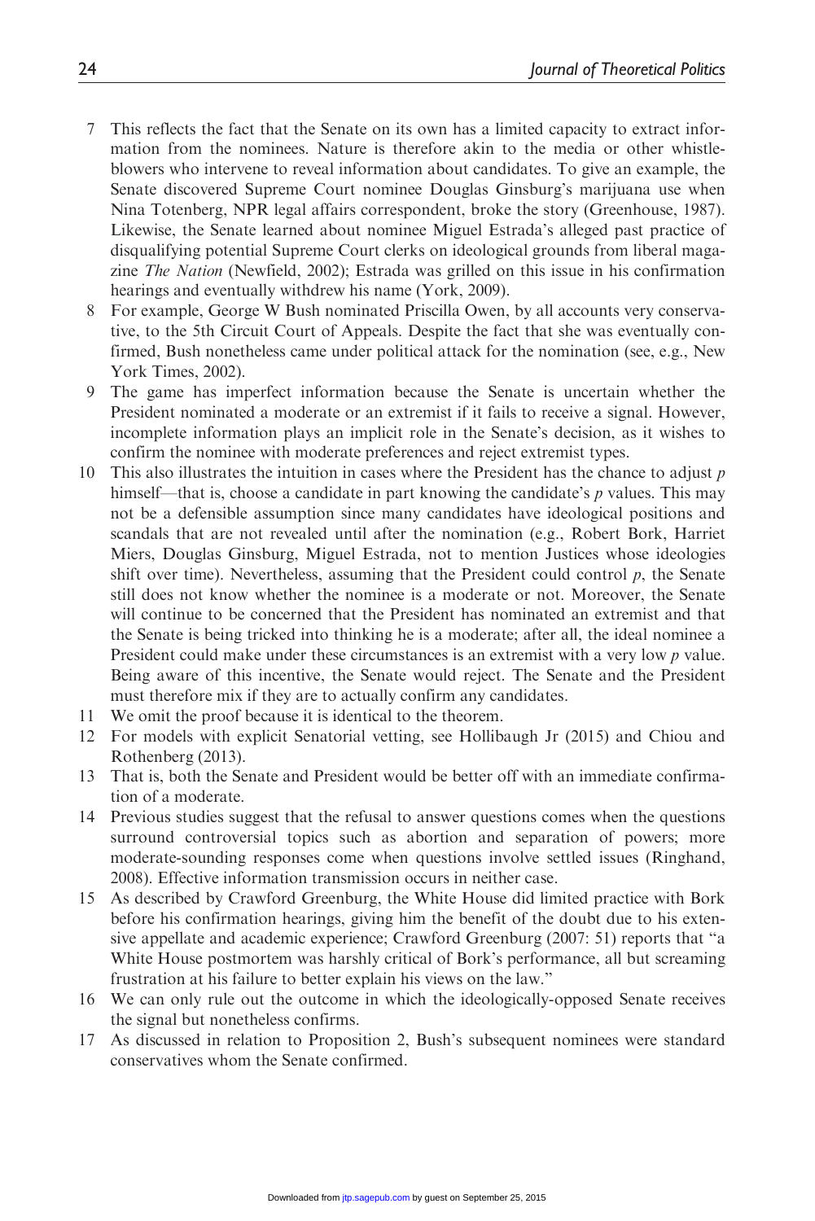7 This reflects the fact that the Senate on its own has a limited capacity to extract information from the nominees. Nature is therefore akin to the media or other whistle-blowers who intervene to reveal information about candidates. To give an example, the Senate discovered Supreme Court nominee Douglas Ginsburg's marijuana use when Nina Totenberg, NPR legal affairs correspondent, broke the story (Greenhouse, 1987). Likewise, the Senate learned about nominee Miguel Estrada's alleged past practice of disqualifying potential Supreme Court clerks on ideological grounds from liberal magazine *The Nation* (Newfield, 2002); Estrada was grilled on this issue in his confirmation hearings and eventually withdrew his name (York, 2009).

8 For example, George W Bush nominated Priscilla Owen, by all accounts very conservative, to the 5th Circuit Court of Appeals. Despite the fact that she was eventually confirmed, Bush nonetheless came under political attack for the nomination (see, e.g., New York Times, 2002).

9 The game has imperfect information because the Senate is uncertain whether the President nominated a moderate or an extremist if it fails to receive a signal. However, incomplete information plays an implicit role in the Senate's decision, as it wishes to confirm the nominee with moderate preferences and reject extremist types.

10 This also illustrates the intuition in cases where the President has the chance to adjust $p$ himself—that is, choose a candidate in part knowing the candidate's $p$ values. This may not be a defensible assumption since many candidates have ideological positions and scandals that are not revealed until after the nomination (e.g., Robert Bork, Harriet Miers, Douglas Ginsburg, Miguel Estrada, not to mention Justices whose ideologies shift over time). Nevertheless, assuming that the President could control $p$, the Senate still does not know whether the nominee is a moderate or not. Moreover, the Senate will continue to be concerned that the President has nominated an extremist and that the Senate is being tricked into thinking he is a moderate; after all, the ideal nominee a President could make under these circumstances is an extremist with a very low $p$ value. Being aware of this incentive, the Senate would reject. The Senate and the President must therefore mix if they are to actually confirm any candidates.

11 We omit the proof because it is identical to the theorem.

12 For models with explicit Senatorial vetting, see Hollibaugh Jr (2015) and Chiou and Rothenberg (2013).

13 That is, both the Senate and President would be better off with an immediate confirmation of a moderate.

14 Previous studies suggest that the refusal to answer questions comes when the questions surround controversial topics such as abortion and separation of powers; more moderate-sounding responses come when questions involve settled issues (Ringhand, 2008). Effective information transmission occurs in neither case.

15 As described by Crawford Greenburg, the White House did limited practice with Bork before his confirmation hearings, giving him the benefit of the doubt due to his extensive appellate and academic experience; Crawford Greenburg (2007: 51) reports that "a White House postmortem was harshly critical of Bork's performance, all but screaming frustration at his failure to better explain his views on the law."

16 We can only rule out the outcome in which the ideologically-opposed Senate receives the signal but nonetheless confirms.

17 As discussed in relation to Proposition 2, Bush's subsequent nominees were standard conservatives whom the Senate confirmed.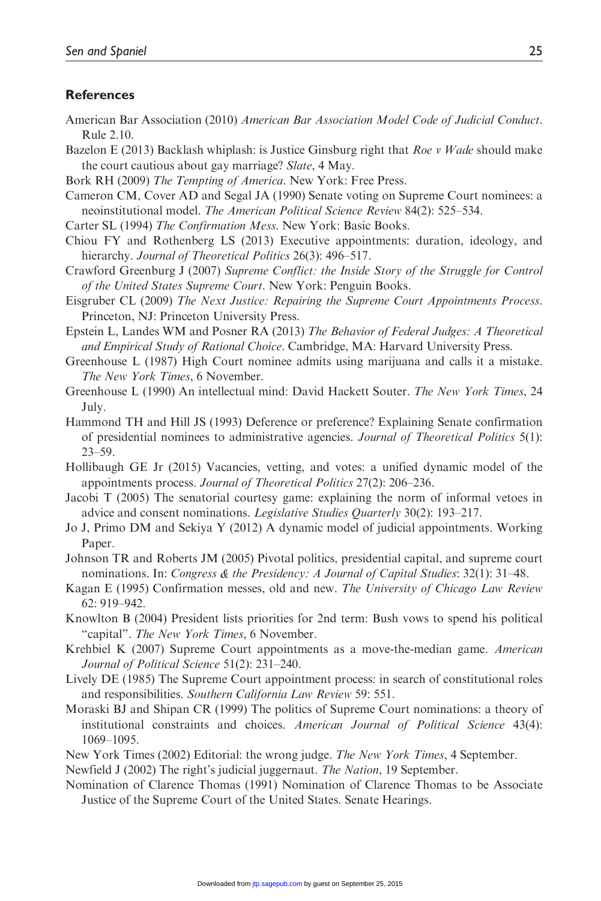## References

American Bar Association (2010) *American Bar Association Model Code of Judicial Conduct*. Rule 2.10.

Bazelon E (2013) Backlash whiplash: is Justice Ginsburg right that *Roe v Wade* should make the court cautious about gay marriage? *Slate*, 4 May.

Bork RH (2009) *The Tempting of America*. New York: Free Press.

Cameron CM, Cover AD and Segal JA (1990) Senate voting on Supreme Court nominees: a neoinstitutional model. *The American Political Science Review* 84(2): 525–534.

Carter SL (1994) *The Confirmation Mess*. New York: Basic Books.

Chiou FY and Rothenberg LS (2013) Executive appointments: duration, ideology, and hierarchy. *Journal of Theoretical Politics* 26(3): 496–517.

Crawford Greenburg J (2007) *Supreme Conflict: the Inside Story of the Struggle for Control of the United States Supreme Court*. New York: Penguin Books.

Eisgruber CL (2009) *The Next Justice: Repairing the Supreme Court Appointments Process*. Princeton, NJ: Princeton University Press.

Epstein L, Landes WM and Posner RA (2013) *The Behavior of Federal Judges: A Theoretical and Empirical Study of Rational Choice*. Cambridge, MA: Harvard University Press.

Greenhouse L (1987) High Court nominee admits using marijuana and calls it a mistake. *The New York Times*, 6 November.

Greenhouse L (1990) An intellectual mind: David Hackett Souter. *The New York Times*, 24 July.

Hammond TH and Hill JS (1993) Deference or preference? Explaining Senate confirmation of presidential nominees to administrative agencies. *Journal of Theoretical Politics* 5(1): 23–59.

Hollibaugh GE Jr (2015) Vacancies, vetting, and votes: a unified dynamic model of the appointments process. *Journal of Theoretical Politics* 27(2): 206–236.

Jacobi T (2005) The senatorial courtesy game: explaining the norm of informal vetoes in advice and consent nominations. *Legislative Studies Quarterly* 30(2): 193–217.

Jo J, Primo DM and Sekiya Y (2012) A dynamic model of judicial appointments. Working Paper.

Johnson TR and Roberts JM (2005) Pivotal politics, presidential capital, and supreme court nominations. In: *Congress & the Presidency: A Journal of Capital Studies*: 32(1): 31–48.

Kagan E (1995) Confirmation messes, old and new. *The University of Chicago Law Review* 62: 919–942.

Knowlton B (2004) President lists priorities for 2nd term: Bush vows to spend his political "capital". *The New York Times*, 6 November.

Krehbiel K (2007) Supreme Court appointments as a move-the-median game. *American Journal of Political Science* 51(2): 231–240.

Lively DE (1985) The Supreme Court appointment process: in search of constitutional roles and responsibilities. *Southern California Law Review* 59: 551.

Moraski BJ and Shipan CR (1999) The politics of Supreme Court nominations: a theory of institutional constraints and choices. *American Journal of Political Science* 43(4): 1069–1095.

New York Times (2002) Editorial: the wrong judge. *The New York Times*, 4 September.

Newfield J (2002) The right's judicial juggernaut. *The Nation*, 19 September.

Nomination of Clarence Thomas (1991) Nomination of Clarence Thomas to be Associate Justice of the Supreme Court of the United States. Senate Hearings.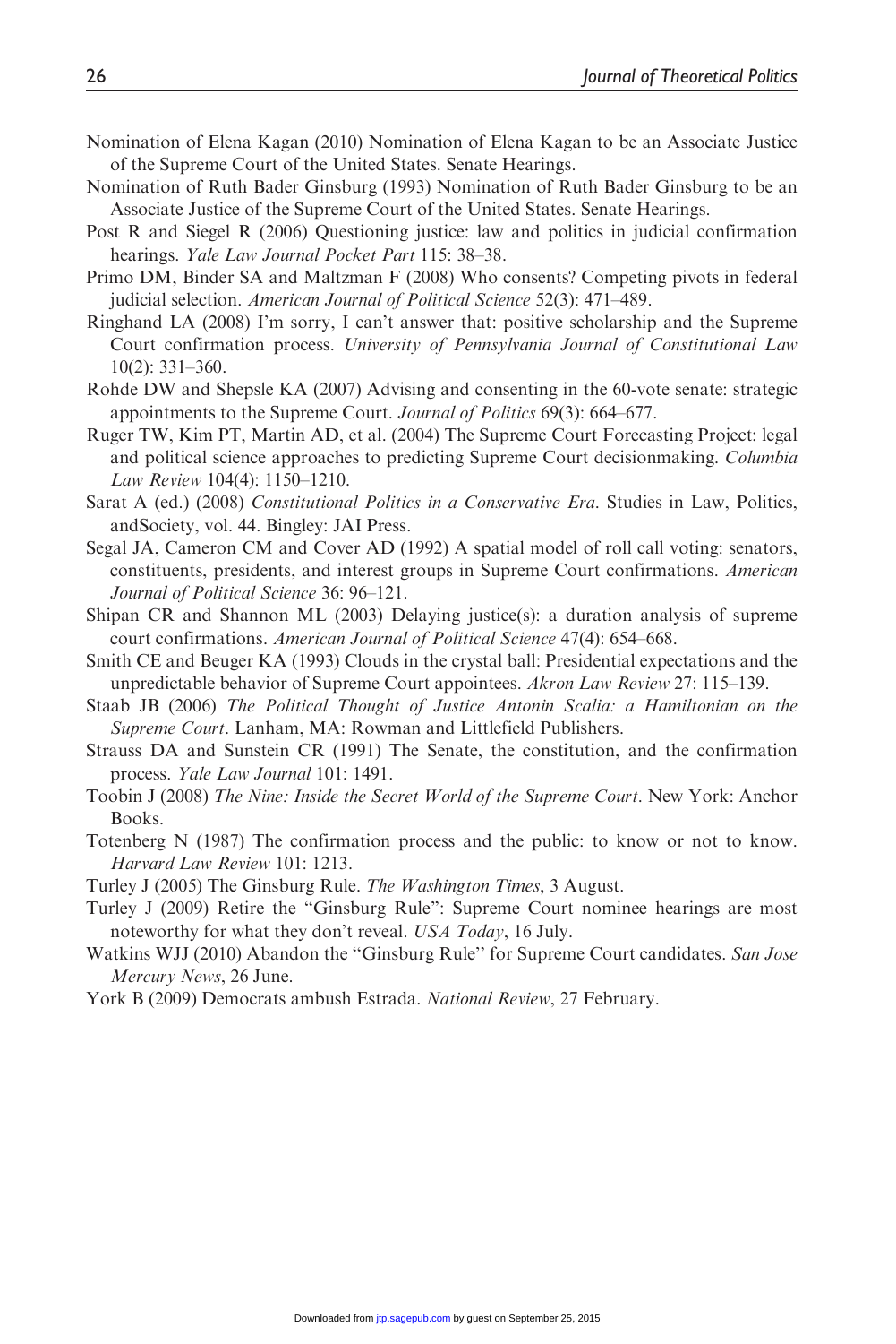Nomination of Elena Kagan (2010) Nomination of Elena Kagan to be an Associate Justice of the Supreme Court of the United States. Senate Hearings.

Nomination of Ruth Bader Ginsburg (1993) Nomination of Ruth Bader Ginsburg to be an Associate Justice of the Supreme Court of the United States. Senate Hearings.

Post R and Siegel R (2006) Questioning justice: law and politics in judicial confirmation hearings. *Yale Law Journal Pocket Part* 115: 38–38.

Primo DM, Binder SA and Maltzman F (2008) Who consents? Competing pivots in federal judicial selection. *American Journal of Political Science* 52(3): 471–489.

Ringhand LA (2008) I'm sorry, I can't answer that: positive scholarship and the Supreme Court confirmation process. *University of Pennsylvania Journal of Constitutional Law* 10(2): 331–360.

Rohde DW and Shepsle KA (2007) Advising and consenting in the 60-vote senate: strategic appointments to the Supreme Court. *Journal of Politics* 69(3): 664–677.

Ruger TW, Kim PT, Martin AD, et al. (2004) The Supreme Court Forecasting Project: legal and political science approaches to predicting Supreme Court decisionmaking. *Columbia Law Review* 104(4): 1150–1210.

Sarat A (ed.) (2008) *Constitutional Politics in a Conservative Era*. Studies in Law, Politics, andSociety, vol. 44. Bingley: JAI Press.

Segal JA, Cameron CM and Cover AD (1992) A spatial model of roll call voting: senators, constituents, presidents, and interest groups in Supreme Court confirmations. *American Journal of Political Science* 36: 96–121.

Shipan CR and Shannon ML (2003) Delaying justice(s): a duration analysis of supreme court confirmations. *American Journal of Political Science* 47(4): 654–668.

Smith CE and Beuger KA (1993) Clouds in the crystal ball: Presidential expectations and the unpredictable behavior of Supreme Court appointees. *Akron Law Review* 27: 115–139.

Staab JB (2006) *The Political Thought of Justice Antonin Scalia: a Hamiltonian on the Supreme Court*. Lanham, MA: Rowman and Littlefield Publishers.

Strauss DA and Sunstein CR (1991) The Senate, the constitution, and the confirmation process. *Yale Law Journal* 101: 1491.

Toobin J (2008) *The Nine: Inside the Secret World of the Supreme Court*. New York: Anchor Books.

Totenberg N (1987) The confirmation process and the public: to know or not to know. *Harvard Law Review* 101: 1213.

Turley J (2005) The Ginsburg Rule. *The Washington Times*, 3 August.

Turley J (2009) Retire the "Ginsburg Rule": Supreme Court nominee hearings are most noteworthy for what they don't reveal. *USA Today*, 16 July.

Watkins WJJ (2010) Abandon the "Ginsburg Rule" for Supreme Court candidates. *San Jose Mercury News*, 26 June.

York B (2009) Democrats ambush Estrada. *National Review*, 27 February.